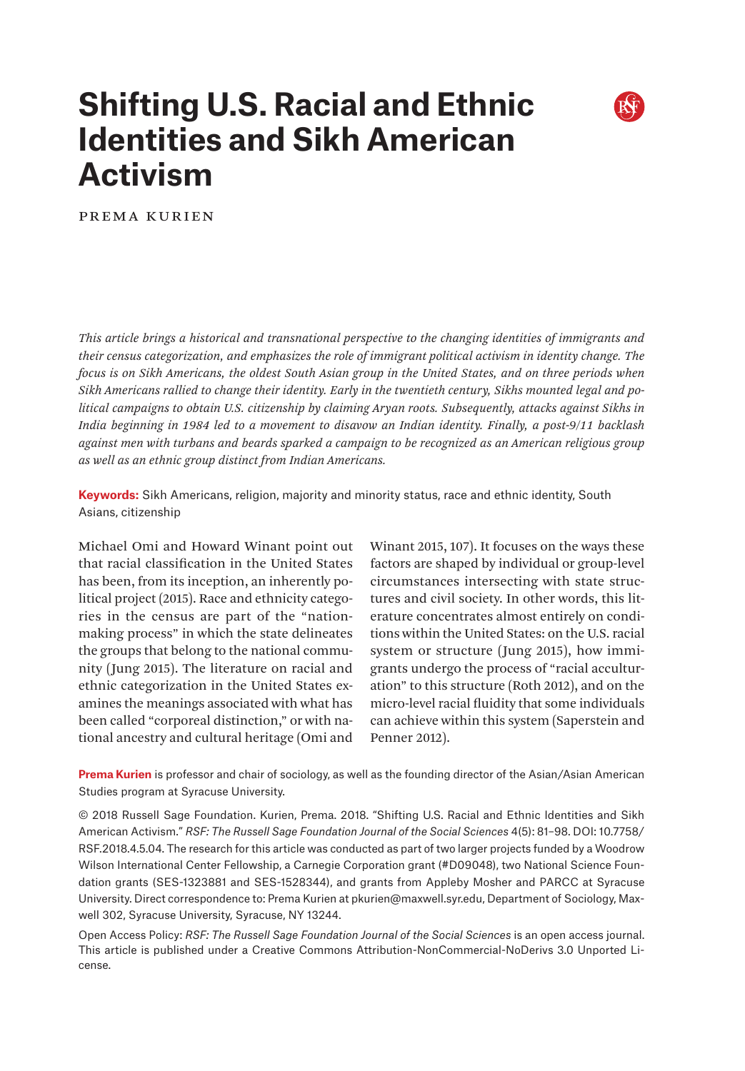# Shifting U.S. Racial and Ethnic Identities and Sikh American Activism

PREMA KURIEN

*This article brings a historical and transnational perspective to the changing identities of immigrants and their census categorization, and emphasizes the role of immigrant political activism in identity change. The focus is on Sikh Americans, the oldest South Asian group in the United States, and on three periods when Sikh Americans rallied to change their identity. Early in the twentieth century, Sikhs mounted legal and political campaigns to obtain U.S. citizenship by claiming Aryan roots. Subsequently, attacks against Sikhs in India beginning in 1984 led to a movement to disavow an Indian identity. Finally, a post-9/11 backlash against men with turbans and beards sparked a campaign to be recognized as an American religious group as well as an ethnic group distinct from Indian Americans.*

**Keywords:** Sikh Americans, religion, majority and minority status, race and ethnic identity, South Asians, citizenship

Michael Omi and Howard Winant point out that racial classification in the United States has been, from its inception, an inherently political project (2015). Race and ethnicity categories in the census are part of the "nation-making process" in which the state delineates the groups that belong to the national community (Jung 2015). The literature on racial and ethnic categorization in the United States examines the meanings associated with what has been called "corporeal distinction," or with national ancestry and cultural heritage (Omi and Winant 2015, 107). It focuses on the ways these factors are shaped by individual or group-level circumstances intersecting with state structures and civil society. In other words, this literature concentrates almost entirely on conditions within the United States: on the U.S. racial system or structure (Jung 2015), how immigrants undergo the process of "racial acculturation" to this structure (Roth 2012), and on the micro-level racial fluidity that some individuals can achieve within this system (Saperstein and Penner 2012).

**Prema Kurien** is professor and chair of sociology, as well as the founding director of the Asian/Asian American Studies program at Syracuse University.

© 2018 Russell Sage Foundation. Kurien, Prema. 2018. "Shifting U.S. Racial and Ethnic Identities and Sikh American Activism." *RSF: The Russell Sage Foundation Journal of the Social Sciences* 4(5): 81–98. DOI: 10.7758/RSF.2018.4.5.04. The research for this article was conducted as part of two larger projects funded by a Woodrow Wilson International Center Fellowship, a Carnegie Corporation grant (#D09048), two National Science Foundation grants (SES-1323881 and SES-1528344), and grants from Appleby Mosher and PARCC at Syracuse University. Direct correspondence to: Prema Kurien at pkurien@maxwell.syr.edu, Department of Sociology, Maxwell 302, Syracuse University, Syracuse, NY 13244.

Open Access Policy: *RSF: The Russell Sage Foundation Journal of the Social Sciences* is an open access journal. This article is published under a Creative Commons Attribution-NonCommercial-NoDerivs 3.0 Unported License.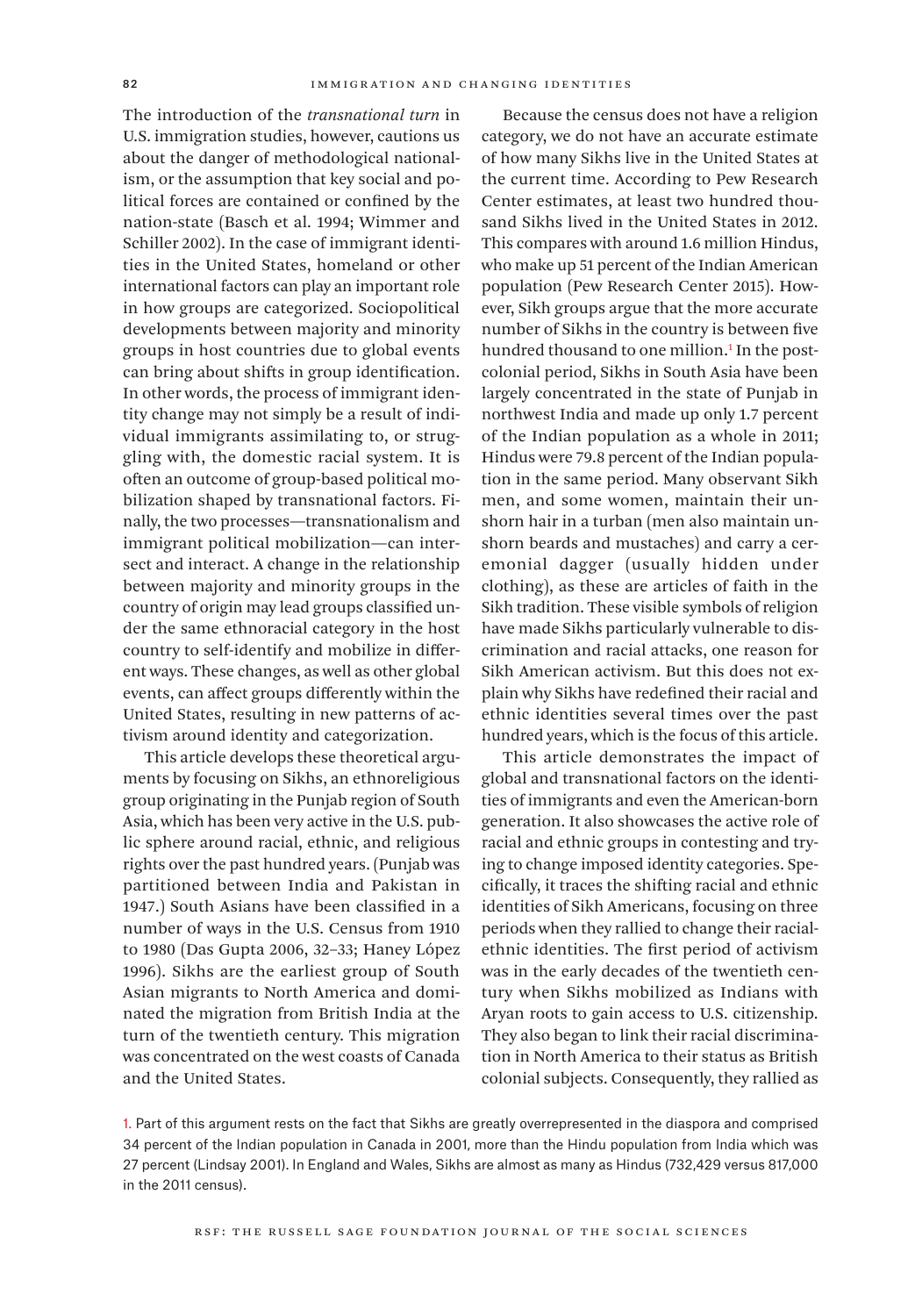The introduction of the *transnational turn* in U.S. immigration studies, however, cautions us about the danger of methodological nationalism, or the assumption that key social and political forces are contained or confined by the nation-state (Basch et al. 1994; Wimmer and Schiller 2002). In the case of immigrant identities in the United States, homeland or other international factors can play an important role in how groups are categorized. Sociopolitical developments between majority and minority groups in host countries due to global events can bring about shifts in group identification. In other words, the process of immigrant identity change may not simply be a result of individual immigrants assimilating to, or struggling with, the domestic racial system. It is often an outcome of group-based political mobilization shaped by transnational factors. Finally, the two processes—transnationalism and immigrant political mobilization—can intersect and interact. A change in the relationship between majority and minority groups in the country of origin may lead groups classified under the same ethnoracial category in the host country to self-identify and mobilize in different ways. These changes, as well as other global events, can affect groups differently within the United States, resulting in new patterns of activism around identity and categorization.

This article develops these theoretical arguments by focusing on Sikhs, an ethnoreligious group originating in the Punjab region of South Asia, which has been very active in the U.S. public sphere around racial, ethnic, and religious rights over the past hundred years. (Punjab was partitioned between India and Pakistan in 1947.) South Asians have been classified in a number of ways in the U.S. Census from 1910 to 1980 (Das Gupta 2006, 32–33; Haney López 1996). Sikhs are the earliest group of South Asian migrants to North America and dominated the migration from British India at the turn of the twentieth century. This migration was concentrated on the west coasts of Canada and the United States.

Because the census does not have a religion category, we do not have an accurate estimate of how many Sikhs live in the United States at the current time. According to Pew Research Center estimates, at least two hundred thousand Sikhs lived in the United States in 2012. This compares with around 1.6 million Hindus, who make up 51 percent of the Indian American population (Pew Research Center 2015). However, Sikh groups argue that the more accurate number of Sikhs in the country is between five hundred thousand to one million.[1] In the postcolonial period, Sikhs in South Asia have been largely concentrated in the state of Punjab in northwest India and made up only 1.7 percent of the Indian population as a whole in 2011; Hindus were 79.8 percent of the Indian population in the same period. Many observant Sikh men, and some women, maintain their unshorn hair in a turban (men also maintain unshorn beards and mustaches) and carry a ceremonial dagger (usually hidden under clothing), as these are articles of faith in the Sikh tradition. These visible symbols of religion have made Sikhs particularly vulnerable to discrimination and racial attacks, one reason for Sikh American activism. But this does not explain why Sikhs have redefined their racial and ethnic identities several times over the past hundred years, which is the focus of this article.

This article demonstrates the impact of global and transnational factors on the identities of immigrants and even the American-born generation. It also showcases the active role of racial and ethnic groups in contesting and trying to change imposed identity categories. Specifically, it traces the shifting racial and ethnic identities of Sikh Americans, focusing on three periods when they rallied to change their racial-ethnic identities. The first period of activism was in the early decades of the twentieth century when Sikhs mobilized as Indians with Aryan roots to gain access to U.S. citizenship. They also began to link their racial discrimination in North America to their status as British colonial subjects. Consequently, they rallied as

1. Part of this argument rests on the fact that Sikhs are greatly overrepresented in the diaspora and comprised 34 percent of the Indian population in Canada in 2001, more than the Hindu population from India which was 27 percent (Lindsay 2001). In England and Wales, Sikhs are almost as many as Hindus (732,429 versus 817,000 in the 2011 census).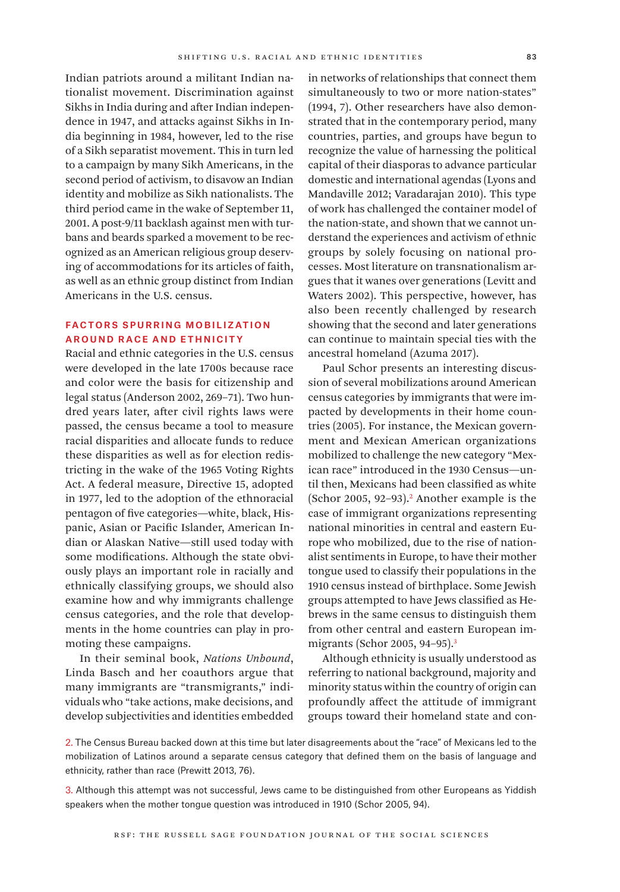Indian patriots around a militant Indian nationalist movement. Discrimination against Sikhs in India during and after Indian independence in 1947, and attacks against Sikhs in India beginning in 1984, however, led to the rise of a Sikh separatist movement. This in turn led to a campaign by many Sikh Americans, in the second period of activism, to disavow an Indian identity and mobilize as Sikh nationalists. The third period came in the wake of September 11, 2001. A post-9/11 backlash against men with turbans and beards sparked a movement to be recognized as an American religious group deserving of accommodations for its articles of faith, as well as an ethnic group distinct from Indian Americans in the U.S. census.

## FACTORS SPURRING MOBILIZATION AROUND RACE AND ETHNICITY

Racial and ethnic categories in the U.S. census were developed in the late 1700s because race and color were the basis for citizenship and legal status (Anderson 2002, 269–71). Two hundred years later, after civil rights laws were passed, the census became a tool to measure racial disparities and allocate funds to reduce these disparities as well as for election redistricting in the wake of the 1965 Voting Rights Act. A federal measure, Directive 15, adopted in 1977, led to the adoption of the ethnoracial pentagon of five categories—white, black, Hispanic, Asian or Pacific Islander, American Indian or Alaskan Native—still used today with some modifications. Although the state obviously plays an important role in racially and ethnically classifying groups, we should also examine how and why immigrants challenge census categories, and the role that developments in the home countries can play in promoting these campaigns.

In their seminal book, *Nations Unbound*, Linda Basch and her coauthors argue that many immigrants are "transmigrants," individuals who "take actions, make decisions, and develop subjectivities and identities embedded in networks of relationships that connect them simultaneously to two or more nation-states" (1994, 7). Other researchers have also demonstrated that in the contemporary period, many countries, parties, and groups have begun to recognize the value of harnessing the political capital of their diasporas to advance particular domestic and international agendas (Lyons and Mandaville 2012; Varadarajan 2010). This type of work has challenged the container model of the nation-state, and shown that we cannot understand the experiences and activism of ethnic groups by solely focusing on national processes. Most literature on transnationalism argues that it wanes over generations (Levitt and Waters 2002). This perspective, however, has also been recently challenged by research showing that the second and later generations can continue to maintain special ties with the ancestral homeland (Azuma 2017).

Paul Schor presents an interesting discussion of several mobilizations around American census categories by immigrants that were impacted by developments in their home countries (2005). For instance, the Mexican government and Mexican American organizations mobilized to challenge the new category "Mexican race" introduced in the 1930 Census—until then, Mexicans had been classified as white (Schor 2005, 92–93).[2] Another example is the case of immigrant organizations representing national minorities in central and eastern Europe who mobilized, due to the rise of nationalist sentiments in Europe, to have their mother tongue used to classify their populations in the 1910 census instead of birthplace. Some Jewish groups attempted to have Jews classified as Hebrews in the same census to distinguish them from other central and eastern European immigrants (Schor 2005, 94–95).[3]

Although ethnicity is usually understood as referring to national background, majority and minority status within the country of origin can profoundly affect the attitude of immigrant groups toward their homeland state and con-

2. The Census Bureau backed down at this time but later disagreements about the "race" of Mexicans led to the mobilization of Latinos around a separate census category that defined them on the basis of language and ethnicity, rather than race (Prewitt 2013, 76).

3. Although this attempt was not successful, Jews came to be distinguished from other Europeans as Yiddish speakers when the mother tongue question was introduced in 1910 (Schor 2005, 94).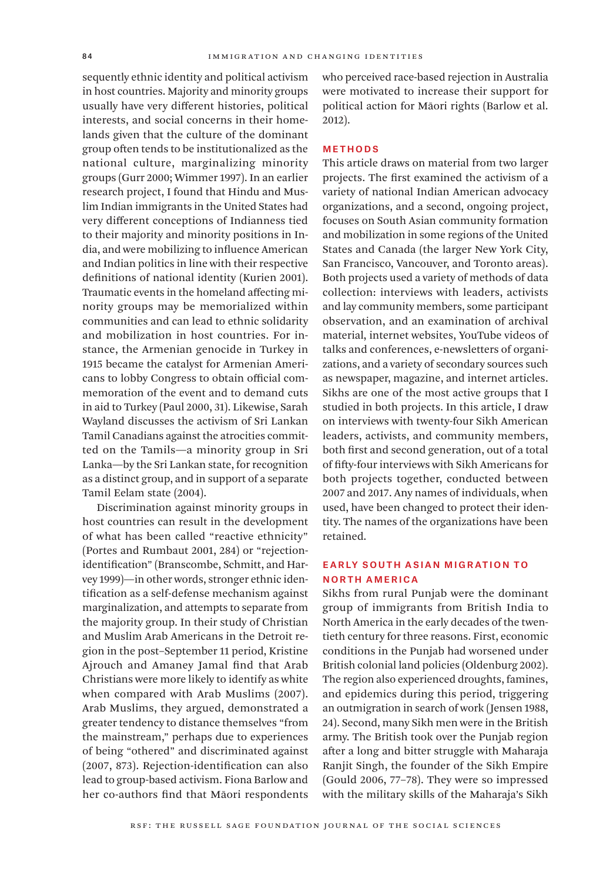sequently ethnic identity and political activism in host countries. Majority and minority groups usually have very different histories, political interests, and social concerns in their homelands given that the culture of the dominant group often tends to be institutionalized as the national culture, marginalizing minority groups (Gurr 2000; Wimmer 1997). In an earlier research project, I found that Hindu and Muslim Indian immigrants in the United States had very different conceptions of Indianness tied to their majority and minority positions in India, and were mobilizing to influence American and Indian politics in line with their respective definitions of national identity (Kurien 2001). Traumatic events in the homeland affecting minority groups may be memorialized within communities and can lead to ethnic solidarity and mobilization in host countries. For instance, the Armenian genocide in Turkey in 1915 became the catalyst for Armenian Americans to lobby Congress to obtain official commemoration of the event and to demand cuts in aid to Turkey (Paul 2000, 31). Likewise, Sarah Wayland discusses the activism of Sri Lankan Tamil Canadians against the atrocities committed on the Tamils—a minority group in Sri Lanka—by the Sri Lankan state, for recognition as a distinct group, and in support of a separate Tamil Eelam state (2004).

Discrimination against minority groups in host countries can result in the development of what has been called "reactive ethnicity" (Portes and Rumbaut 2001, 284) or "rejection-identification" (Branscombe, Schmitt, and Harvey 1999)—in other words, stronger ethnic identification as a self-defense mechanism against marginalization, and attempts to separate from the majority group. In their study of Christian and Muslim Arab Americans in the Detroit region in the post–September 11 period, Kristine Ajrouch and Amaney Jamal find that Arab Christians were more likely to identify as white when compared with Arab Muslims (2007). Arab Muslims, they argued, demonstrated a greater tendency to distance themselves "from the mainstream," perhaps due to experiences of being "othered" and discriminated against (2007, 873). Rejection-identification can also lead to group-based activism. Fiona Barlow and her co-authors find that Māori respondents who perceived race-based rejection in Australia were motivated to increase their support for political action for Māori rights (Barlow et al. 2012).

## METHODS

This article draws on material from two larger projects. The first examined the activism of a variety of national Indian American advocacy organizations, and a second, ongoing project, focuses on South Asian community formation and mobilization in some regions of the United States and Canada (the larger New York City, San Francisco, Vancouver, and Toronto areas). Both projects used a variety of methods of data collection: interviews with leaders, activists and lay community members, some participant observation, and an examination of archival material, internet websites, YouTube videos of talks and conferences, e-newsletters of organizations, and a variety of secondary sources such as newspaper, magazine, and internet articles. Sikhs are one of the most active groups that I studied in both projects. In this article, I draw on interviews with twenty-four Sikh American leaders, activists, and community members, both first and second generation, out of a total of fifty-four interviews with Sikh Americans for both projects together, conducted between 2007 and 2017. Any names of individuals, when used, have been changed to protect their identity. The names of the organizations have been retained.

## EARLY SOUTH ASIAN MIGRATION TO NORTH AMERICA

Sikhs from rural Punjab were the dominant group of immigrants from British India to North America in the early decades of the twentieth century for three reasons. First, economic conditions in the Punjab had worsened under British colonial land policies (Oldenburg 2002). The region also experienced droughts, famines, and epidemics during this period, triggering an outmigration in search of work (Jensen 1988, 24). Second, many Sikh men were in the British army. The British took over the Punjab region after a long and bitter struggle with Maharaja Ranjit Singh, the founder of the Sikh Empire (Gould 2006, 77–78). They were so impressed with the military skills of the Maharaja's Sikh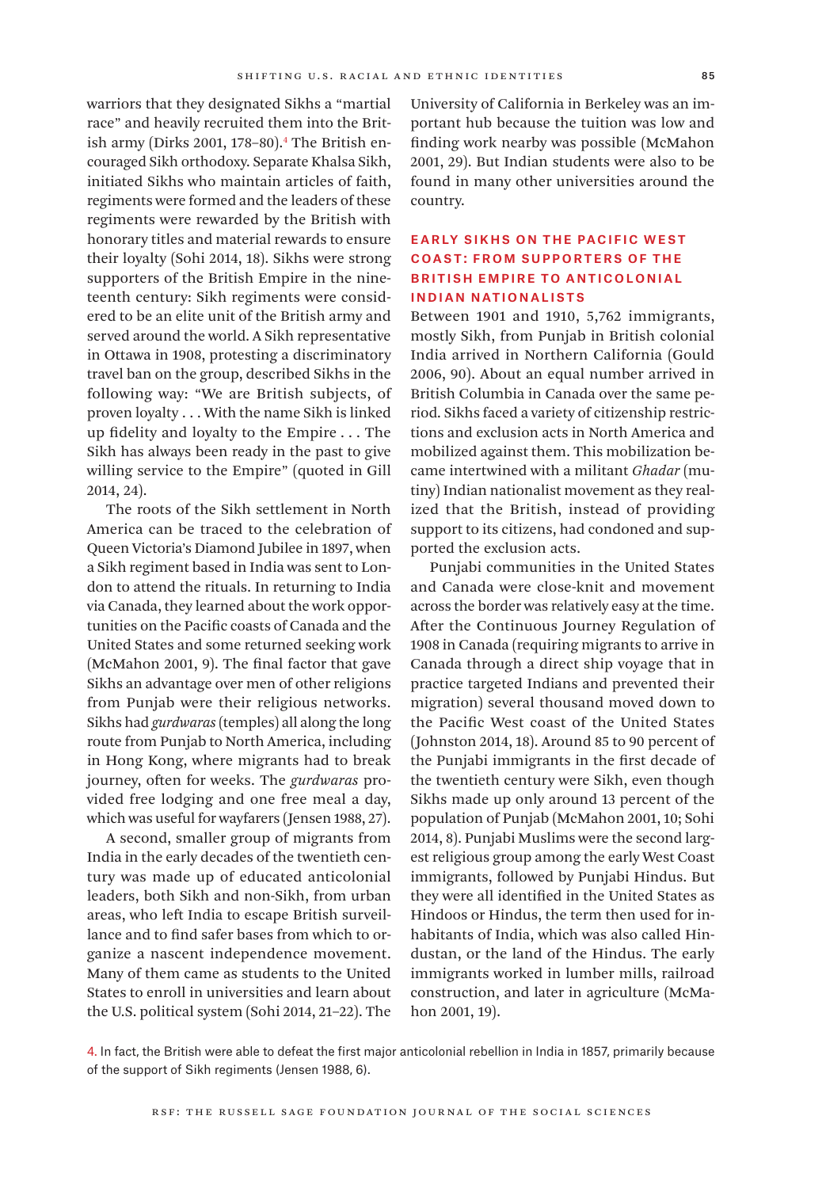warriors that they designated Sikhs a "martial race" and heavily recruited them into the British army (Dirks 2001, 178–80).[4] The British encouraged Sikh orthodoxy. Separate Khalsa Sikh, initiated Sikhs who maintain articles of faith, regiments were formed and the leaders of these regiments were rewarded by the British with honorary titles and material rewards to ensure their loyalty (Sohi 2014, 18). Sikhs were strong supporters of the British Empire in the nineteenth century: Sikh regiments were considered to be an elite unit of the British army and served around the world. A Sikh representative in Ottawa in 1908, protesting a discriminatory travel ban on the group, described Sikhs in the following way: "We are British subjects, of proven loyalty . . . With the name Sikh is linked up fidelity and loyalty to the Empire . . . The Sikh has always been ready in the past to give willing service to the Empire" (quoted in Gill 2014, 24).

The roots of the Sikh settlement in North America can be traced to the celebration of Queen Victoria's Diamond Jubilee in 1897, when a Sikh regiment based in India was sent to London to attend the rituals. In returning to India via Canada, they learned about the work opportunities on the Pacific coasts of Canada and the United States and some returned seeking work (McMahon 2001, 9). The final factor that gave Sikhs an advantage over men of other religions from Punjab were their religious networks. Sikhs had *gurdwaras* (temples) all along the long route from Punjab to North America, including in Hong Kong, where migrants had to break journey, often for weeks. The *gurdwaras* provided free lodging and one free meal a day, which was useful for wayfarers (Jensen 1988, 27).

A second, smaller group of migrants from India in the early decades of the twentieth century was made up of educated anticolonial leaders, both Sikh and non-Sikh, from urban areas, who left India to escape British surveillance and to find safer bases from which to organize a nascent independence movement. Many of them came as students to the United States to enroll in universities and learn about the U.S. political system (Sohi 2014, 21–22). The University of California in Berkeley was an important hub because the tuition was low and finding work nearby was possible (McMahon 2001, 29). But Indian students were also to be found in many other universities around the country.

## EARLY SIKHS ON THE PACIFIC WEST COAST: FROM SUPPORTERS OF THE BRITISH EMPIRE TO ANTICOLONIAL INDIAN NATIONALISTS

Between 1901 and 1910, 5,762 immigrants, mostly Sikh, from Punjab in British colonial India arrived in Northern California (Gould 2006, 90). About an equal number arrived in British Columbia in Canada over the same period. Sikhs faced a variety of citizenship restrictions and exclusion acts in North America and mobilized against them. This mobilization became intertwined with a militant *Ghadar* (mutiny) Indian nationalist movement as they realized that the British, instead of providing support to its citizens, had condoned and supported the exclusion acts.

Punjabi communities in the United States and Canada were close-knit and movement across the border was relatively easy at the time. After the Continuous Journey Regulation of 1908 in Canada (requiring migrants to arrive in Canada through a direct ship voyage that in practice targeted Indians and prevented their migration) several thousand moved down to the Pacific West coast of the United States (Johnston 2014, 18). Around 85 to 90 percent of the Punjabi immigrants in the first decade of the twentieth century were Sikh, even though Sikhs made up only around 13 percent of the population of Punjab (McMahon 2001, 10; Sohi 2014, 8). Punjabi Muslims were the second largest religious group among the early West Coast immigrants, followed by Punjabi Hindus. But they were all identified in the United States as Hindoos or Hindus, the term then used for inhabitants of India, which was also called Hindustan, or the land of the Hindus. The early immigrants worked in lumber mills, railroad construction, and later in agriculture (McMahon 2001, 19).

4. In fact, the British were able to defeat the first major anticolonial rebellion in India in 1857, primarily because of the support of Sikh regiments (Jensen 1988, 6).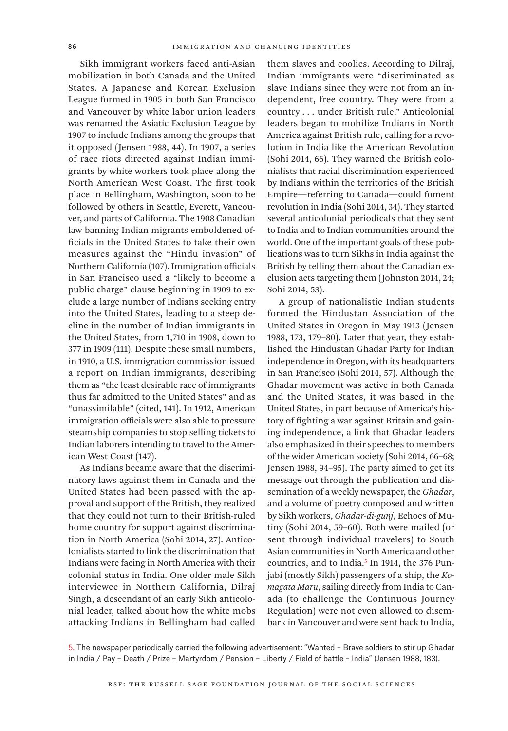Sikh immigrant workers faced anti-Asian mobilization in both Canada and the United States. A Japanese and Korean Exclusion League formed in 1905 in both San Francisco and Vancouver by white labor union leaders was renamed the Asiatic Exclusion League by 1907 to include Indians among the groups that it opposed (Jensen 1988, 44). In 1907, a series of race riots directed against Indian immigrants by white workers took place along the North American West Coast. The first took place in Bellingham, Washington, soon to be followed by others in Seattle, Everett, Vancouver, and parts of California. The 1908 Canadian law banning Indian migrants emboldened officials in the United States to take their own measures against the "Hindu invasion" of Northern California (107). Immigration officials in San Francisco used a "likely to become a public charge" clause beginning in 1909 to exclude a large number of Indians seeking entry into the United States, leading to a steep decline in the number of Indian immigrants in the United States, from 1,710 in 1908, down to 377 in 1909 (111). Despite these small numbers, in 1910, a U.S. immigration commission issued a report on Indian immigrants, describing them as "the least desirable race of immigrants thus far admitted to the United States" and as "unassimilable" (cited, 141). In 1912, American immigration officials were also able to pressure steamship companies to stop selling tickets to Indian laborers intending to travel to the American West Coast (147).

As Indians became aware that the discriminatory laws against them in Canada and the United States had been passed with the approval and support of the British, they realized that they could not turn to their British-ruled home country for support against discrimination in North America (Sohi 2014, 27). Anticolonialists started to link the discrimination that Indians were facing in North America with their colonial status in India. One older male Sikh interviewee in Northern California, Dilraj Singh, a descendant of an early Sikh anticolonial leader, talked about how the white mobs attacking Indians in Bellingham had called them slaves and coolies. According to Dilraj, Indian immigrants were "discriminated as slave Indians since they were not from an independent, free country. They were from a country . . . under British rule." Anticolonial leaders began to mobilize Indians in North America against British rule, calling for a revolution in India like the American Revolution (Sohi 2014, 66). They warned the British colonialists that racial discrimination experienced by Indians within the territories of the British Empire—referring to Canada—could foment revolution in India (Sohi 2014, 34). They started several anticolonial periodicals that they sent to India and to Indian communities around the world. One of the important goals of these publications was to turn Sikhs in India against the British by telling them about the Canadian exclusion acts targeting them (Johnston 2014, 24; Sohi 2014, 53).

A group of nationalistic Indian students formed the Hindustan Association of the United States in Oregon in May 1913 (Jensen 1988, 173, 179–80). Later that year, they established the Hindustan Ghadar Party for Indian independence in Oregon, with its headquarters in San Francisco (Sohi 2014, 57). Although the Ghadar movement was active in both Canada and the United States, it was based in the United States, in part because of America's history of fighting a war against Britain and gaining independence, a link that Ghadar leaders also emphasized in their speeches to members of the wider American society (Sohi 2014, 66–68; Jensen 1988, 94–95). The party aimed to get its message out through the publication and dissemination of a weekly newspaper, the *Ghadar*, and a volume of poetry composed and written by Sikh workers, *Ghadar-di-gunj*, Echoes of Mutiny (Sohi 2014, 59–60). Both were mailed (or sent through individual travelers) to South Asian communities in North America and other countries, and to India.[5] In 1914, the 376 Punjabi (mostly Sikh) passengers of a ship, the *Komagata Maru*, sailing directly from India to Canada (to challenge the Continuous Journey Regulation) were not even allowed to disembark in Vancouver and were sent back to India,

5. The newspaper periodically carried the following advertisement: "Wanted – Brave soldiers to stir up Ghadar in India / Pay – Death / Prize – Martyrdom / Pension – Liberty / Field of battle – India" (Jensen 1988, 183).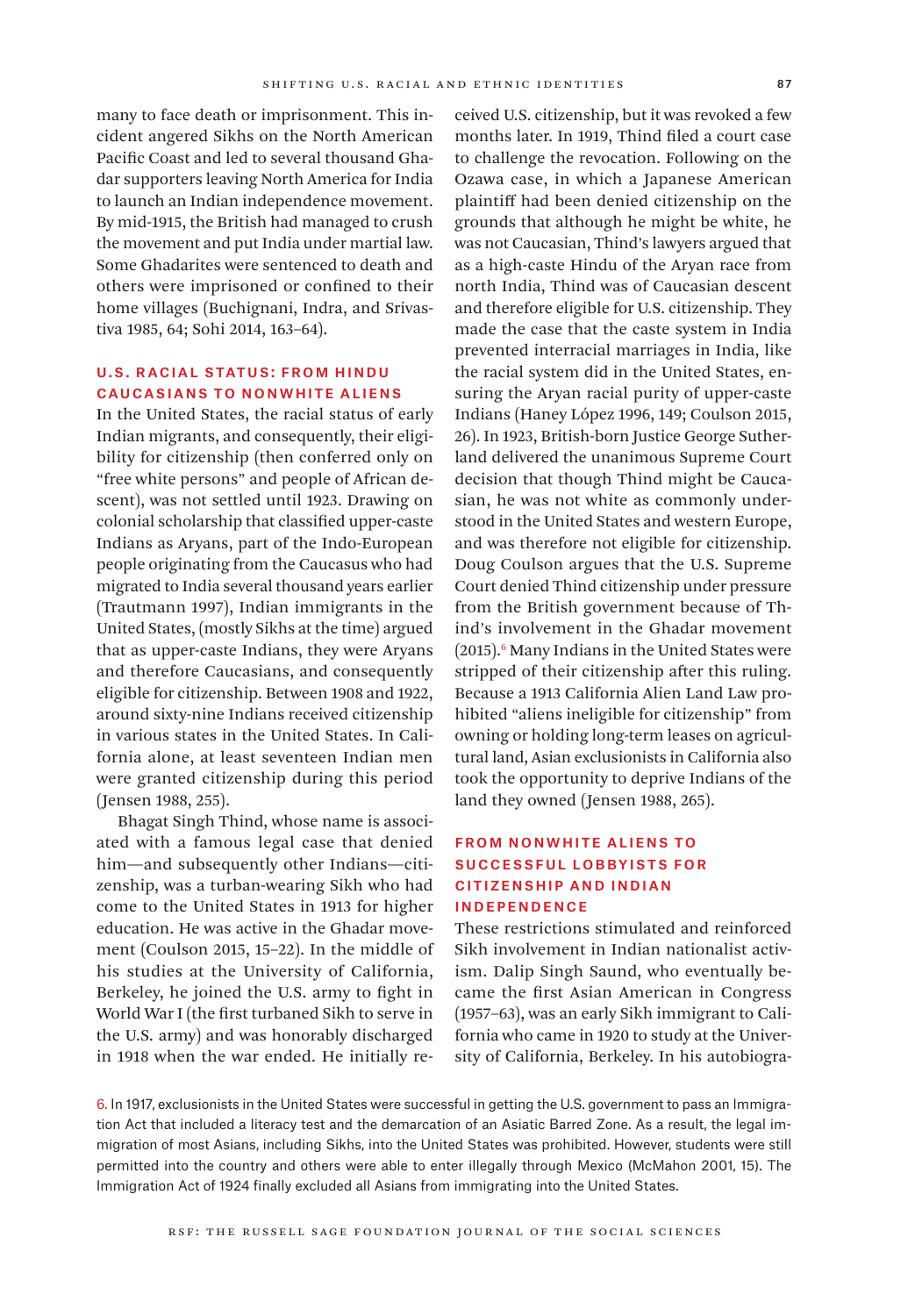many to face death or imprisonment. This incident angered Sikhs on the North American Pacific Coast and led to several thousand Ghadar supporters leaving North America for India to launch an Indian independence movement. By mid-1915, the British had managed to crush the movement and put India under martial law. Some Ghadarites were sentenced to death and others were imprisoned or confined to their home villages (Buchignani, Indra, and Srivastiva 1985, 64; Sohi 2014, 163–64).

## U.S. RACIAL STATUS: FROM HINDU CAUCASIANS TO NONWHITE ALIENS

In the United States, the racial status of early Indian migrants, and consequently, their eligibility for citizenship (then conferred only on "free white persons" and people of African descent), was not settled until 1923. Drawing on colonial scholarship that classified upper-caste Indians as Aryans, part of the Indo-European people originating from the Caucasus who had migrated to India several thousand years earlier (Trautmann 1997), Indian immigrants in the United States, (mostly Sikhs at the time) argued that as upper-caste Indians, they were Aryans and therefore Caucasians, and consequently eligible for citizenship. Between 1908 and 1922, around sixty-nine Indians received citizenship in various states in the United States. In California alone, at least seventeen Indian men were granted citizenship during this period (Jensen 1988, 255).

Bhagat Singh Thind, whose name is associated with a famous legal case that denied him—and subsequently other Indians—citizenship, was a turban-wearing Sikh who had come to the United States in 1913 for higher education. He was active in the Ghadar movement (Coulson 2015, 15–22). In the middle of his studies at the University of California, Berkeley, he joined the U.S. army to fight in World War I (the first turbaned Sikh to serve in the U.S. army) and was honorably discharged in 1918 when the war ended. He initially received U.S. citizenship, but it was revoked a few months later. In 1919, Thind filed a court case to challenge the revocation. Following on the Ozawa case, in which a Japanese American plaintiff had been denied citizenship on the grounds that although he might be white, he was not Caucasian, Thind's lawyers argued that as a high-caste Hindu of the Aryan race from north India, Thind was of Caucasian descent and therefore eligible for U.S. citizenship. They made the case that the caste system in India prevented interracial marriages in India, like the racial system did in the United States, ensuring the Aryan racial purity of upper-caste Indians (Haney López 1996, 149; Coulson 2015, 26). In 1923, British-born Justice George Sutherland delivered the unanimous Supreme Court decision that though Thind might be Caucasian, he was not white as commonly understood in the United States and western Europe, and was therefore not eligible for citizenship. Doug Coulson argues that the U.S. Supreme Court denied Thind citizenship under pressure from the British government because of Thind's involvement in the Ghadar movement (2015).[6] Many Indians in the United States were stripped of their citizenship after this ruling. Because a 1913 California Alien Land Law prohibited "aliens ineligible for citizenship" from owning or holding long-term leases on agricultural land, Asian exclusionists in California also took the opportunity to deprive Indians of the land they owned (Jensen 1988, 265).

## FROM NONWHITE ALIENS TO SUCCESSFUL LOBBYISTS FOR CITIZENSHIP AND INDIAN INDEPENDENCE

These restrictions stimulated and reinforced Sikh involvement in Indian nationalist activism. Dalip Singh Saund, who eventually became the first Asian American in Congress (1957–63), was an early Sikh immigrant to California who came in 1920 to study at the University of California, Berkeley. In his autobiogra-

6. In 1917, exclusionists in the United States were successful in getting the U.S. government to pass an Immigration Act that included a literacy test and the demarcation of an Asiatic Barred Zone. As a result, the legal immigration of most Asians, including Sikhs, into the United States was prohibited. However, students were still permitted into the country and others were able to enter illegally through Mexico (McMahon 2001, 15). The Immigration Act of 1924 finally excluded all Asians from immigrating into the United States.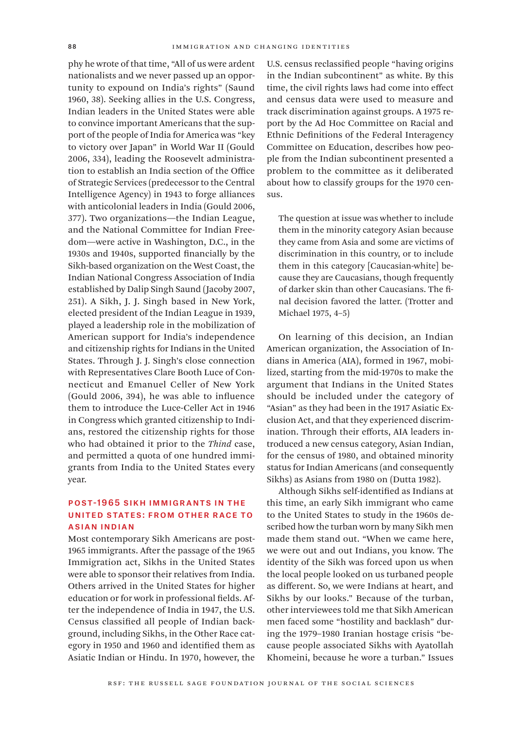phy he wrote of that time, "All of us were ardent nationalists and we never passed up an opportunity to expound on India's rights" (Saund 1960, 38). Seeking allies in the U.S. Congress, Indian leaders in the United States were able to convince important Americans that the support of the people of India for America was "key to victory over Japan" in World War II (Gould 2006, 334), leading the Roosevelt administration to establish an India section of the Office of Strategic Services (predecessor to the Central Intelligence Agency) in 1943 to forge alliances with anticolonial leaders in India (Gould 2006, 377). Two organizations—the Indian League, and the National Committee for Indian Freedom—were active in Washington, D.C., in the 1930s and 1940s, supported financially by the Sikh-based organization on the West Coast, the Indian National Congress Association of India established by Dalip Singh Saund (Jacoby 2007, 251). A Sikh, J. J. Singh based in New York, elected president of the Indian League in 1939, played a leadership role in the mobilization of American support for India's independence and citizenship rights for Indians in the United States. Through J. J. Singh's close connection with Representatives Clare Booth Luce of Connecticut and Emanuel Celler of New York (Gould 2006, 394), he was able to influence them to introduce the Luce-Celler Act in 1946 in Congress which granted citizenship to Indians, restored the citizenship rights for those who had obtained it prior to the *Thind* case, and permitted a quota of one hundred immigrants from India to the United States every year.

## POST-1965 SIKH IMMIGRANTS IN THE UNITED STATES: FROM OTHER RACE TO ASIAN INDIAN

Most contemporary Sikh Americans are post-1965 immigrants. After the passage of the 1965 Immigration act, Sikhs in the United States were able to sponsor their relatives from India. Others arrived in the United States for higher education or for work in professional fields. After the independence of India in 1947, the U.S. Census classified all people of Indian background, including Sikhs, in the Other Race category in 1950 and 1960 and identified them as Asiatic Indian or Hindu. In 1970, however, the U.S. census reclassified people "having origins in the Indian subcontinent" as white. By this time, the civil rights laws had come into effect and census data were used to measure and track discrimination against groups. A 1975 report by the Ad Hoc Committee on Racial and Ethnic Definitions of the Federal Interagency Committee on Education, describes how people from the Indian subcontinent presented a problem to the committee as it deliberated about how to classify groups for the 1970 census.

> The question at issue was whether to include them in the minority category Asian because they came from Asia and some are victims of discrimination in this country, or to include them in this category [Caucasian-white] because they are Caucasians, though frequently of darker skin than other Caucasians. The final decision favored the latter. (Trotter and Michael 1975, 4–5)

On learning of this decision, an Indian American organization, the Association of Indians in America (AIA), formed in 1967, mobilized, starting from the mid-1970s to make the argument that Indians in the United States should be included under the category of "Asian" as they had been in the 1917 Asiatic Exclusion Act, and that they experienced discrimination. Through their efforts, AIA leaders introduced a new census category, Asian Indian, for the census of 1980, and obtained minority status for Indian Americans (and consequently Sikhs) as Asians from 1980 on (Dutta 1982).

Although Sikhs self-identified as Indians at this time, an early Sikh immigrant who came to the United States to study in the 1960s described how the turban worn by many Sikh men made them stand out. "When we came here, we were out and out Indians, you know. The identity of the Sikh was forced upon us when the local people looked on us turbaned people as different. So, we were Indians at heart, and Sikhs by our looks." Because of the turban, other interviewees told me that Sikh American men faced some "hostility and backlash" during the 1979–1980 Iranian hostage crisis "because people associated Sikhs with Ayatollah Khomeini, because he wore a turban." Issues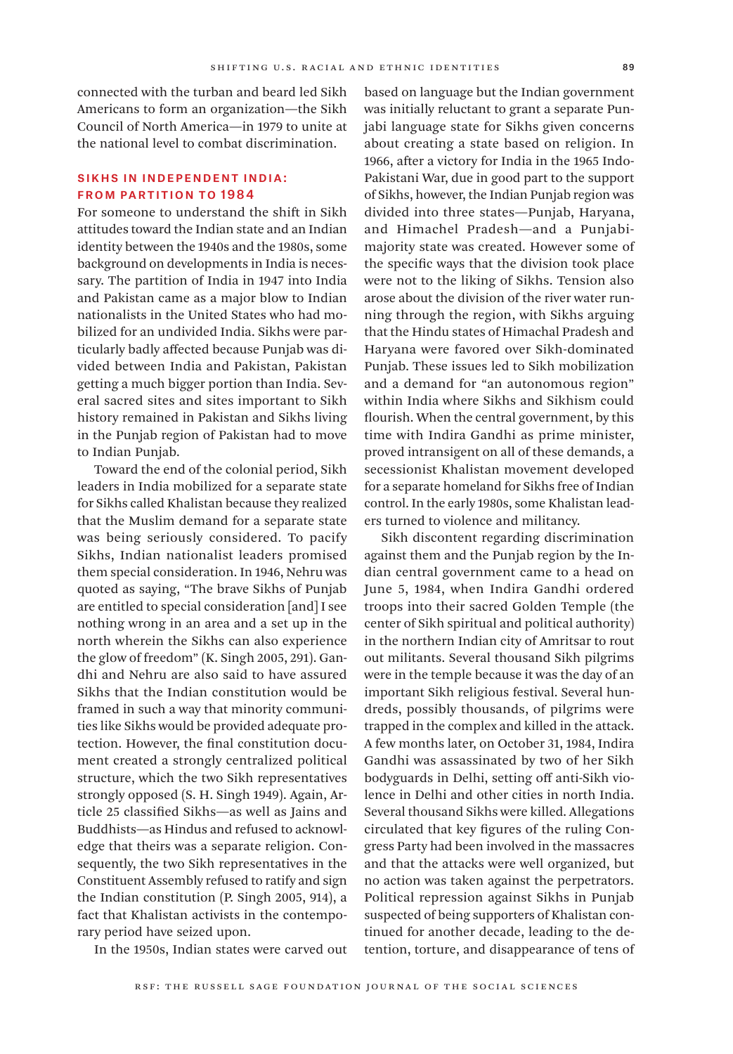connected with the turban and beard led Sikh Americans to form an organization—the Sikh Council of North America—in 1979 to unite at the national level to combat discrimination.

## SIKHS IN INDEPENDENT INDIA: FROM PARTITION TO 1984

For someone to understand the shift in Sikh attitudes toward the Indian state and an Indian identity between the 1940s and the 1980s, some background on developments in India is necessary. The partition of India in 1947 into India and Pakistan came as a major blow to Indian nationalists in the United States who had mobilized for an undivided India. Sikhs were particularly badly affected because Punjab was divided between India and Pakistan, Pakistan getting a much bigger portion than India. Several sacred sites and sites important to Sikh history remained in Pakistan and Sikhs living in the Punjab region of Pakistan had to move to Indian Punjab.

Toward the end of the colonial period, Sikh leaders in India mobilized for a separate state for Sikhs called Khalistan because they realized that the Muslim demand for a separate state was being seriously considered. To pacify Sikhs, Indian nationalist leaders promised them special consideration. In 1946, Nehru was quoted as saying, "The brave Sikhs of Punjab are entitled to special consideration [and] I see nothing wrong in an area and a set up in the north wherein the Sikhs can also experience the glow of freedom" (K. Singh 2005, 291). Gandhi and Nehru are also said to have assured Sikhs that the Indian constitution would be framed in such a way that minority communities like Sikhs would be provided adequate protection. However, the final constitution document created a strongly centralized political structure, which the two Sikh representatives strongly opposed (S. H. Singh 1949). Again, Article 25 classified Sikhs—as well as Jains and Buddhists—as Hindus and refused to acknowledge that theirs was a separate religion. Consequently, the two Sikh representatives in the Constituent Assembly refused to ratify and sign the Indian constitution (P. Singh 2005, 914), a fact that Khalistan activists in the contemporary period have seized upon.

In the 1950s, Indian states were carved out based on language but the Indian government was initially reluctant to grant a separate Punjabi language state for Sikhs given concerns about creating a state based on religion. In 1966, after a victory for India in the 1965 Indo-Pakistani War, due in good part to the support of Sikhs, however, the Indian Punjab region was divided into three states—Punjab, Haryana, and Himachel Pradesh—and a Punjabi-majority state was created. However some of the specific ways that the division took place were not to the liking of Sikhs. Tension also arose about the division of the river water running through the region, with Sikhs arguing that the Hindu states of Himachal Pradesh and Haryana were favored over Sikh-dominated Punjab. These issues led to Sikh mobilization and a demand for "an autonomous region" within India where Sikhs and Sikhism could flourish. When the central government, by this time with Indira Gandhi as prime minister, proved intransigent on all of these demands, a secessionist Khalistan movement developed for a separate homeland for Sikhs free of Indian control. In the early 1980s, some Khalistan leaders turned to violence and militancy.

Sikh discontent regarding discrimination against them and the Punjab region by the Indian central government came to a head on June 5, 1984, when Indira Gandhi ordered troops into their sacred Golden Temple (the center of Sikh spiritual and political authority) in the northern Indian city of Amritsar to rout out militants. Several thousand Sikh pilgrims were in the temple because it was the day of an important Sikh religious festival. Several hundreds, possibly thousands, of pilgrims were trapped in the complex and killed in the attack. A few months later, on October 31, 1984, Indira Gandhi was assassinated by two of her Sikh bodyguards in Delhi, setting off anti-Sikh violence in Delhi and other cities in north India. Several thousand Sikhs were killed. Allegations circulated that key figures of the ruling Congress Party had been involved in the massacres and that the attacks were well organized, but no action was taken against the perpetrators. Political repression against Sikhs in Punjab suspected of being supporters of Khalistan continued for another decade, leading to the detention, torture, and disappearance of tens of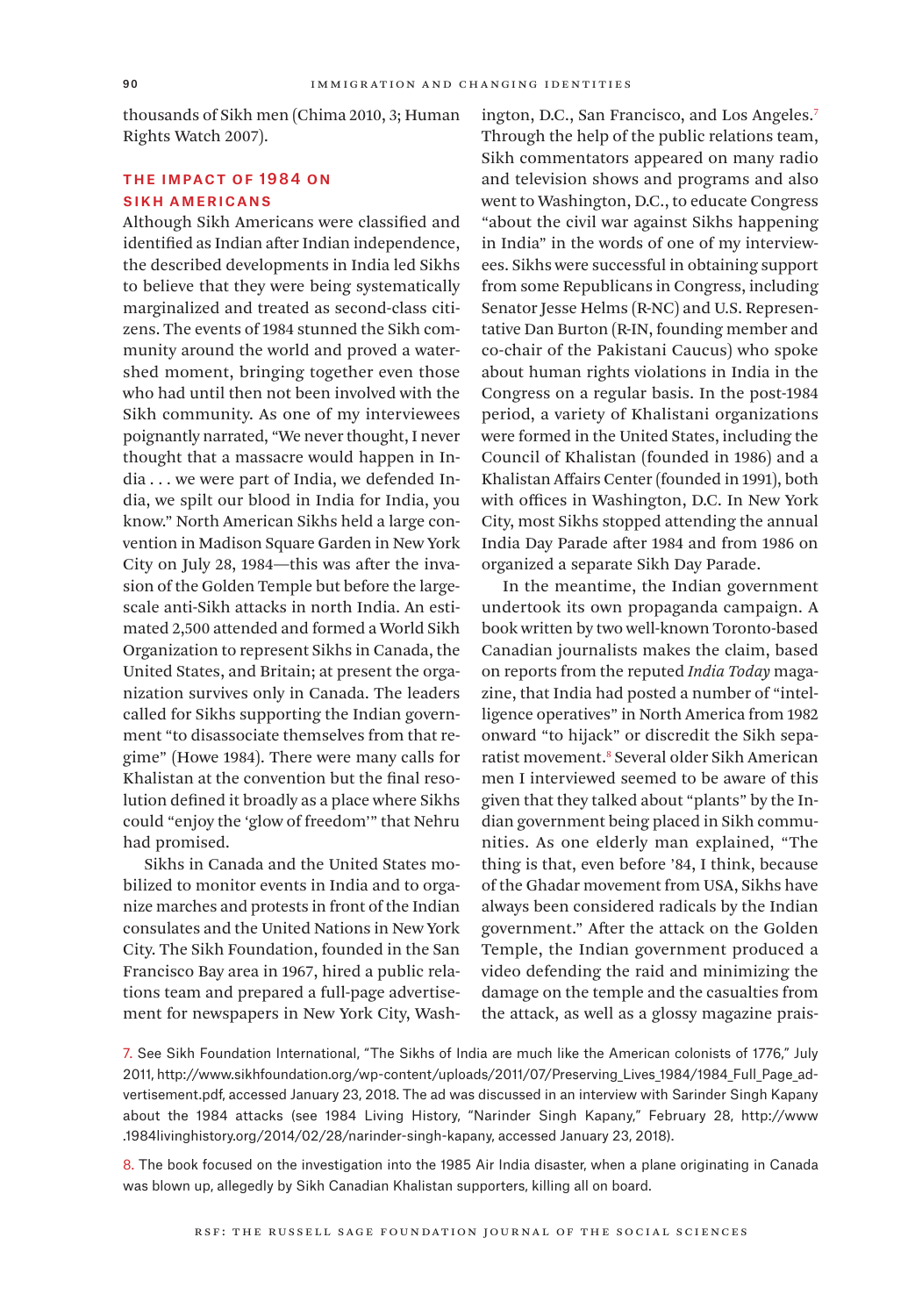thousands of Sikh men (Chima 2010, 3; Human Rights Watch 2007).

## THE IMPACT OF 1984 ON SIKH AMERICANS

Although Sikh Americans were classified and identified as Indian after Indian independence, the described developments in India led Sikhs to believe that they were being systematically marginalized and treated as second-class citizens. The events of 1984 stunned the Sikh community around the world and proved a watershed moment, bringing together even those who had until then not been involved with the Sikh community. As one of my interviewees poignantly narrated, "We never thought, I never thought that a massacre would happen in India . . . we were part of India, we defended India, we spilt our blood in India for India, you know." North American Sikhs held a large convention in Madison Square Garden in New York City on July 28, 1984—this was after the invasion of the Golden Temple but before the large-scale anti-Sikh attacks in north India. An estimated 2,500 attended and formed a World Sikh Organization to represent Sikhs in Canada, the United States, and Britain; at present the organization survives only in Canada. The leaders called for Sikhs supporting the Indian government "to disassociate themselves from that regime" (Howe 1984). There were many calls for Khalistan at the convention but the final resolution defined it broadly as a place where Sikhs could "enjoy the 'glow of freedom'" that Nehru had promised.

Sikhs in Canada and the United States mobilized to monitor events in India and to organize marches and protests in front of the Indian consulates and the United Nations in New York City. The Sikh Foundation, founded in the San Francisco Bay area in 1967, hired a public relations team and prepared a full-page advertisement for newspapers in New York City, Washington, D.C., San Francisco, and Los Angeles.[7] Through the help of the public relations team, Sikh commentators appeared on many radio and television shows and programs and also went to Washington, D.C., to educate Congress "about the civil war against Sikhs happening in India" in the words of one of my interviewees. Sikhs were successful in obtaining support from some Republicans in Congress, including Senator Jesse Helms (R-NC) and U.S. Representative Dan Burton (R-IN, founding member and co-chair of the Pakistani Caucus) who spoke about human rights violations in India in the Congress on a regular basis. In the post-1984 period, a variety of Khalistani organizations were formed in the United States, including the Council of Khalistan (founded in 1986) and a Khalistan Affairs Center (founded in 1991), both with offices in Washington, D.C. In New York City, most Sikhs stopped attending the annual India Day Parade after 1984 and from 1986 on organized a separate Sikh Day Parade.

In the meantime, the Indian government undertook its own propaganda campaign. A book written by two well-known Toronto-based Canadian journalists makes the claim, based on reports from the reputed *India Today* magazine, that India had posted a number of "intelligence operatives" in North America from 1982 onward "to hijack" or discredit the Sikh separatist movement.[8] Several older Sikh American men I interviewed seemed to be aware of this given that they talked about "plants" by the Indian government being placed in Sikh communities. As one elderly man explained, "The thing is that, even before '84, I think, because of the Ghadar movement from USA, Sikhs have always been considered radicals by the Indian government." After the attack on the Golden Temple, the Indian government produced a video defending the raid and minimizing the damage on the temple and the casualties from the attack, as well as a glossy magazine prais-

7. See Sikh Foundation International, "The Sikhs of India are much like the American colonists of 1776," July 2011, http://www.sikhfoundation.org/wp-content/uploads/2011/07/Preserving_Lives_1984/1984_Full_Page_advertisement.pdf, accessed January 23, 2018. The ad was discussed in an interview with Sarinder Singh Kapany about the 1984 attacks (see 1984 Living History, "Narinder Singh Kapany," February 28, http://www.1984livinghistory.org/2014/02/28/narinder-singh-kapany, accessed January 23, 2018).

8. The book focused on the investigation into the 1985 Air India disaster, when a plane originating in Canada was blown up, allegedly by Sikh Canadian Khalistan supporters, killing all on board.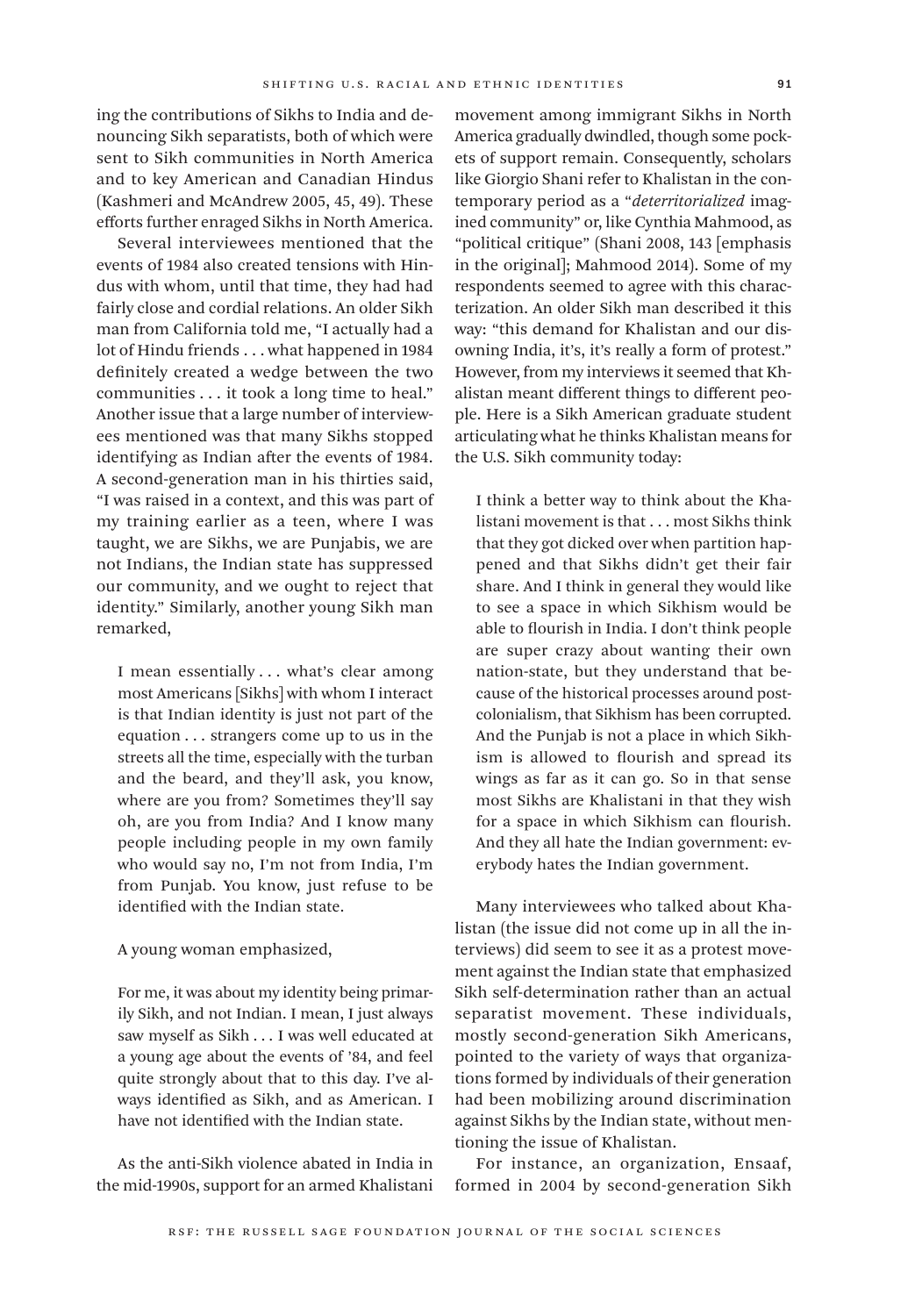ing the contributions of Sikhs to India and denouncing Sikh separatists, both of which were sent to Sikh communities in North America and to key American and Canadian Hindus (Kashmeri and McAndrew 2005, 45, 49). These efforts further enraged Sikhs in North America.

Several interviewees mentioned that the events of 1984 also created tensions with Hindus with whom, until that time, they had had fairly close and cordial relations. An older Sikh man from California told me, "I actually had a lot of Hindu friends . . . what happened in 1984 definitely created a wedge between the two communities . . . it took a long time to heal." Another issue that a large number of interviewees mentioned was that many Sikhs stopped identifying as Indian after the events of 1984. A second-generation man in his thirties said, "I was raised in a context, and this was part of my training earlier as a teen, where I was taught, we are Sikhs, we are Punjabis, we are not Indians, the Indian state has suppressed our community, and we ought to reject that identity." Similarly, another young Sikh man remarked,

> I mean essentially . . . what's clear among most Americans [Sikhs] with whom I interact is that Indian identity is just not part of the equation . . . strangers come up to us in the streets all the time, especially with the turban and the beard, and they'll ask, you know, where are you from? Sometimes they'll say oh, are you from India? And I know many people including people in my own family who would say no, I'm not from India, I'm from Punjab. You know, just refuse to be identified with the Indian state.

A young woman emphasized,

> For me, it was about my identity being primarily Sikh, and not Indian. I mean, I just always saw myself as Sikh . . . I was well educated at a young age about the events of '84, and feel quite strongly about that to this day. I've always identified as Sikh, and as American. I have not identified with the Indian state.

As the anti-Sikh violence abated in India in the mid-1990s, support for an armed Khalistani movement among immigrant Sikhs in North America gradually dwindled, though some pockets of support remain. Consequently, scholars like Giorgio Shani refer to Khalistan in the contemporary period as a "*deterritorialized* imagined community" or, like Cynthia Mahmood, as "political critique" (Shani 2008, 143 [emphasis in the original]; Mahmood 2014). Some of my respondents seemed to agree with this characterization. An older Sikh man described it this way: "this demand for Khalistan and our disowning India, it's, it's really a form of protest." However, from my interviews it seemed that Khalistan meant different things to different people. Here is a Sikh American graduate student articulating what he thinks Khalistan means for the U.S. Sikh community today:

> I think a better way to think about the Khalistani movement is that . . . most Sikhs think that they got dicked over when partition happened and that Sikhs didn't get their fair share. And I think in general they would like to see a space in which Sikhism would be able to flourish in India. I don't think people are super crazy about wanting their own nation-state, but they understand that because of the historical processes around postcolonialism, that Sikhism has been corrupted. And the Punjab is not a place in which Sikhism is allowed to flourish and spread its wings as far as it can go. So in that sense most Sikhs are Khalistani in that they wish for a space in which Sikhism can flourish. And they all hate the Indian government: everybody hates the Indian government.

Many interviewees who talked about Khalistan (the issue did not come up in all the interviews) did seem to see it as a protest movement against the Indian state that emphasized Sikh self-determination rather than an actual separatist movement. These individuals, mostly second-generation Sikh Americans, pointed to the variety of ways that organizations formed by individuals of their generation had been mobilizing around discrimination against Sikhs by the Indian state, without mentioning the issue of Khalistan.

For instance, an organization, Ensaaf, formed in 2004 by second-generation Sikh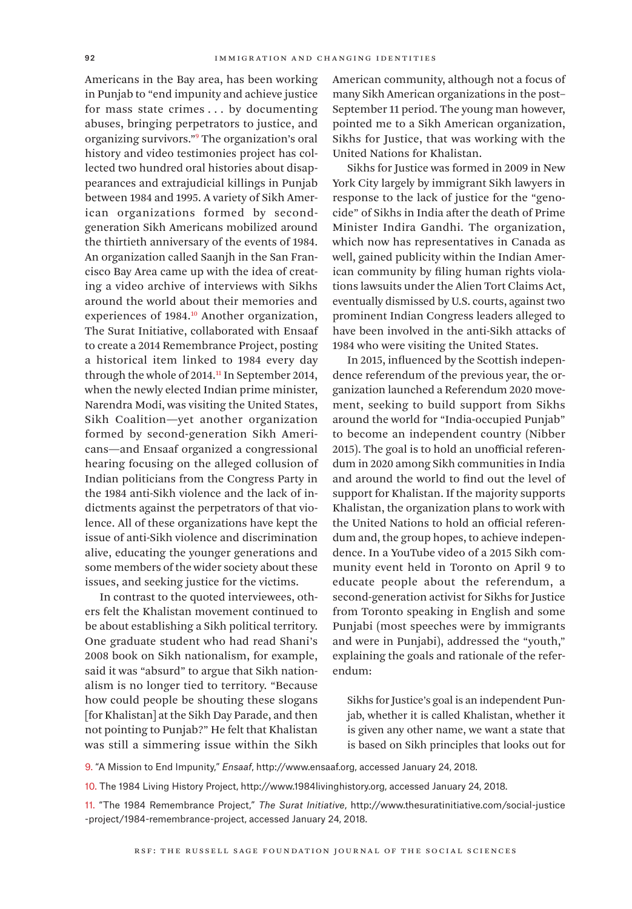Americans in the Bay area, has been working in Punjab to "end impunity and achieve justice for mass state crimes . . . by documenting abuses, bringing perpetrators to justice, and organizing survivors."[9] The organization's oral history and video testimonies project has collected two hundred oral histories about disappearances and extrajudicial killings in Punjab between 1984 and 1995. A variety of Sikh American organizations formed by second-generation Sikh Americans mobilized around the thirtieth anniversary of the events of 1984. An organization called Saanjh in the San Francisco Bay Area came up with the idea of creating a video archive of interviews with Sikhs around the world about their memories and experiences of 1984.[10] Another organization, The Surat Initiative, collaborated with Ensaaf to create a 2014 Remembrance Project, posting a historical item linked to 1984 every day through the whole of 2014.[11] In September 2014, when the newly elected Indian prime minister, Narendra Modi, was visiting the United States, Sikh Coalition—yet another organization formed by second-generation Sikh Americans—and Ensaaf organized a congressional hearing focusing on the alleged collusion of Indian politicians from the Congress Party in the 1984 anti-Sikh violence and the lack of indictments against the perpetrators of that violence. All of these organizations have kept the issue of anti-Sikh violence and discrimination alive, educating the younger generations and some members of the wider society about these issues, and seeking justice for the victims.

In contrast to the quoted interviewees, others felt the Khalistan movement continued to be about establishing a Sikh political territory. One graduate student who had read Shani's 2008 book on Sikh nationalism, for example, said it was "absurd" to argue that Sikh nationalism is no longer tied to territory. "Because how could people be shouting these slogans [for Khalistan] at the Sikh Day Parade, and then not pointing to Punjab?" He felt that Khalistan was still a simmering issue within the Sikh American community, although not a focus of many Sikh American organizations in the post–September 11 period. The young man however, pointed me to a Sikh American organization, Sikhs for Justice, that was working with the United Nations for Khalistan.

Sikhs for Justice was formed in 2009 in New York City largely by immigrant Sikh lawyers in response to the lack of justice for the "genocide" of Sikhs in India after the death of Prime Minister Indira Gandhi. The organization, which now has representatives in Canada as well, gained publicity within the Indian American community by filing human rights violations lawsuits under the Alien Tort Claims Act, eventually dismissed by U.S. courts, against two prominent Indian Congress leaders alleged to have been involved in the anti-Sikh attacks of 1984 who were visiting the United States.

In 2015, influenced by the Scottish independence referendum of the previous year, the organization launched a Referendum 2020 movement, seeking to build support from Sikhs around the world for "India-occupied Punjab" to become an independent country (Nibber 2015). The goal is to hold an unofficial referendum in 2020 among Sikh communities in India and around the world to find out the level of support for Khalistan. If the majority supports Khalistan, the organization plans to work with the United Nations to hold an official referendum and, the group hopes, to achieve independence. In a YouTube video of a 2015 Sikh community event held in Toronto on April 9 to educate people about the referendum, a second-generation activist for Sikhs for Justice from Toronto speaking in English and some Punjabi (most speeches were by immigrants and were in Punjabi), addressed the "youth," explaining the goals and rationale of the referendum:

> Sikhs for Justice's goal is an independent Punjab, whether it is called Khalistan, whether it is given any other name, we want a state that is based on Sikh principles that looks out for

9. "A Mission to End Impunity," *Ensaaf*, http://www.ensaaf.org, accessed January 24, 2018.

10. The 1984 Living History Project, http://www.1984livinghistory.org, accessed January 24, 2018.

11. "The 1984 Remembrance Project," *The Surat Initiative*, http://www.thesuratinitiative.com/social-justice-project/1984-remembrance-project, accessed January 24, 2018.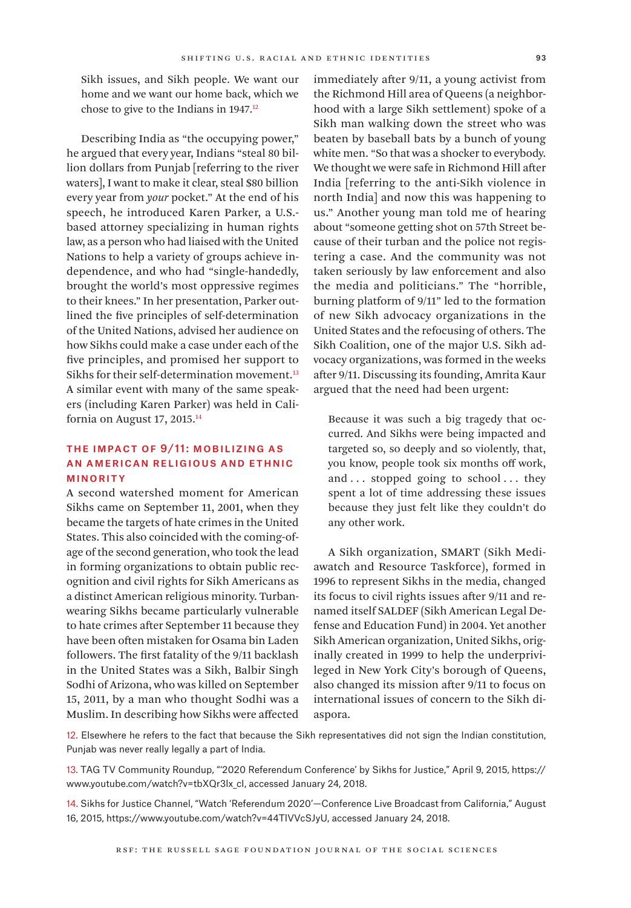> Sikh issues, and Sikh people. We want our home and we want our home back, which we chose to give to the Indians in 1947.[12]

Describing India as "the occupying power," he argued that every year, Indians "steal 80 billion dollars from Punjab [referring to the river waters], I want to make it clear, steal $80 billion every year from *your* pocket." At the end of his speech, he introduced Karen Parker, a U.S.-based attorney specializing in human rights law, as a person who had liaised with the United Nations to help a variety of groups achieve independence, and who had "single-handedly, brought the world's most oppressive regimes to their knees." In her presentation, Parker outlined the five principles of self-determination of the United Nations, advised her audience on how Sikhs could make a case under each of the five principles, and promised her support to Sikhs for their self-determination movement.[13] A similar event with many of the same speakers (including Karen Parker) was held in California on August 17, 2015.[14]

## The Impact of 9/11: Mobilizing as an American Religious and Ethnic Minority

A second watershed moment for American Sikhs came on September 11, 2001, when they became the targets of hate crimes in the United States. This also coincided with the coming-of-age of the second generation, who took the lead in forming organizations to obtain public recognition and civil rights for Sikh Americans as a distinct American religious minority. Turban-wearing Sikhs became particularly vulnerable to hate crimes after September 11 because they have been often mistaken for Osama bin Laden followers. The first fatality of the 9/11 backlash in the United States was a Sikh, Balbir Singh Sodhi of Arizona, who was killed on September 15, 2011, by a man who thought Sodhi was a Muslim. In describing how Sikhs were affected immediately after 9/11, a young activist from the Richmond Hill area of Queens (a neighborhood with a large Sikh settlement) spoke of a Sikh man walking down the street who was beaten by baseball bats by a bunch of young white men. "So that was a shocker to everybody. We thought we were safe in Richmond Hill after India [referring to the anti-Sikh violence in north India] and now this was happening to us." Another young man told me of hearing about "someone getting shot on 57th Street because of their turban and the police not registering a case. And the community was not taken seriously by law enforcement and also the media and politicians." The "horrible, burning platform of 9/11" led to the formation of new Sikh advocacy organizations in the United States and the refocusing of others. The Sikh Coalition, one of the major U.S. Sikh advocacy organizations, was formed in the weeks after 9/11. Discussing its founding, Amrita Kaur argued that the need had been urgent:

> Because it was such a big tragedy that occurred. And Sikhs were being impacted and targeted so, so deeply and so violently, that, you know, people took six months off work, and . . . stopped going to school . . . they spent a lot of time addressing these issues because they just felt like they couldn't do any other work.

A Sikh organization, SMART (Sikh Mediawatch and Resource Taskforce), formed in 1996 to represent Sikhs in the media, changed its focus to civil rights issues after 9/11 and renamed itself SALDEF (Sikh American Legal Defense and Education Fund) in 2004. Yet another Sikh American organization, United Sikhs, originally created in 1999 to help the underprivileged in New York City's borough of Queens, also changed its mission after 9/11 to focus on international issues of concern to the Sikh diaspora.

12. Elsewhere he refers to the fact that because the Sikh representatives did not sign the Indian constitution, Punjab was never really legally a part of India.

13. TAG TV Community Roundup, "'2020 Referendum Conference' by Sikhs for Justice," April 9, 2015, https://www.youtube.com/watch?v=tbXQr3lx_cI, accessed January 24, 2018.

14. Sikhs for Justice Channel, "Watch 'Referendum 2020'—Conference Live Broadcast from California," August 16, 2015, https://www.youtube.com/watch?v=44TIVVcSJyU, accessed January 24, 2018.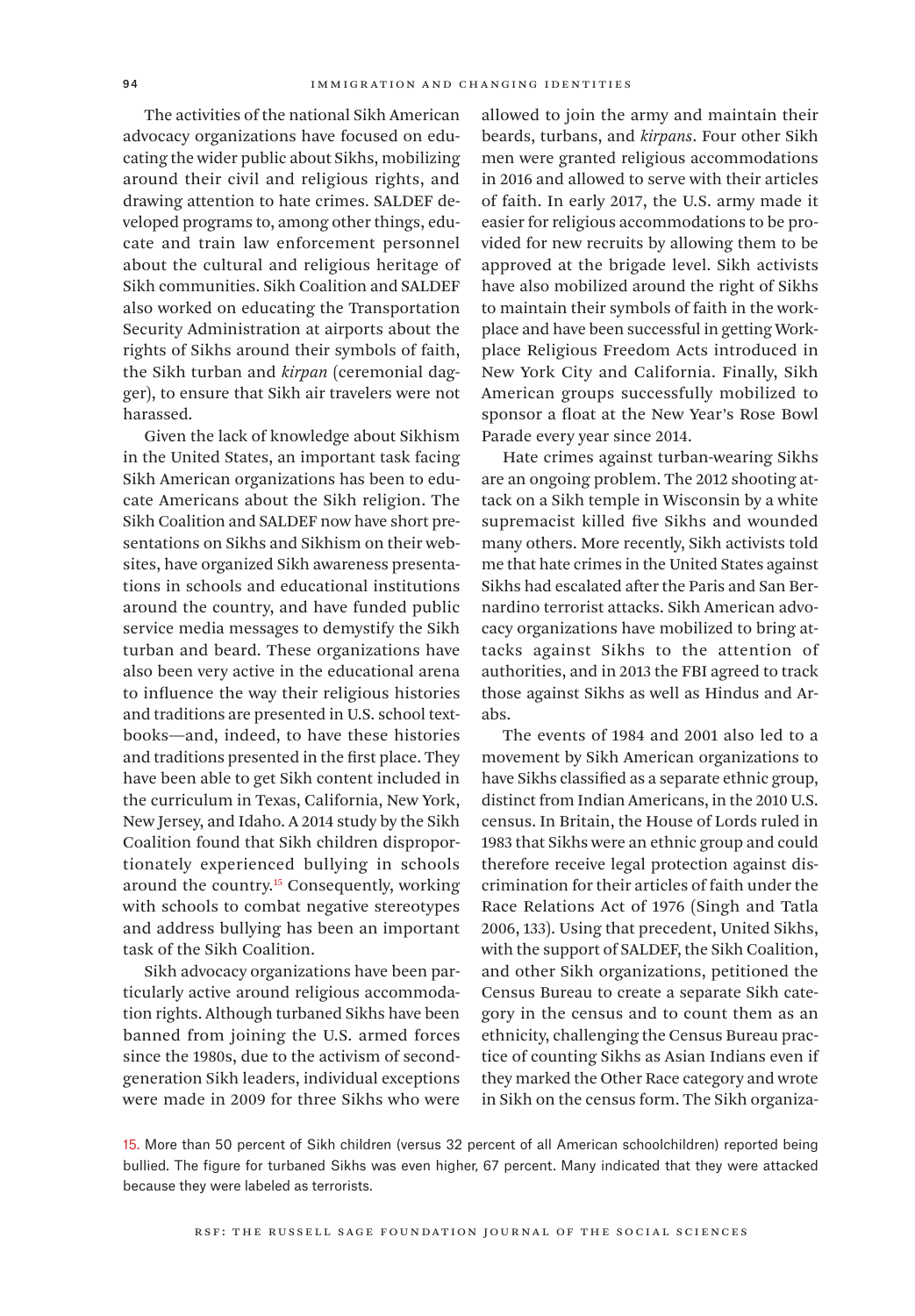The activities of the national Sikh American advocacy organizations have focused on educating the wider public about Sikhs, mobilizing around their civil and religious rights, and drawing attention to hate crimes. SALDEF developed programs to, among other things, educate and train law enforcement personnel about the cultural and religious heritage of Sikh communities. Sikh Coalition and SALDEF also worked on educating the Transportation Security Administration at airports about the rights of Sikhs around their symbols of faith, the Sikh turban and *kirpan* (ceremonial dagger), to ensure that Sikh air travelers were not harassed.

Given the lack of knowledge about Sikhism in the United States, an important task facing Sikh American organizations has been to educate Americans about the Sikh religion. The Sikh Coalition and SALDEF now have short presentations on Sikhs and Sikhism on their websites, have organized Sikh awareness presentations in schools and educational institutions around the country, and have funded public service media messages to demystify the Sikh turban and beard. These organizations have also been very active in the educational arena to influence the way their religious histories and traditions are presented in U.S. school textbooks—and, indeed, to have these histories and traditions presented in the first place. They have been able to get Sikh content included in the curriculum in Texas, California, New York, New Jersey, and Idaho. A 2014 study by the Sikh Coalition found that Sikh children disproportionately experienced bullying in schools around the country.[15] Consequently, working with schools to combat negative stereotypes and address bullying has been an important task of the Sikh Coalition.

Sikh advocacy organizations have been particularly active around religious accommodation rights. Although turbaned Sikhs have been banned from joining the U.S. armed forces since the 1980s, due to the activism of second-generation Sikh leaders, individual exceptions were made in 2009 for three Sikhs who were allowed to join the army and maintain their beards, turbans, and *kirpans*. Four other Sikh men were granted religious accommodations in 2016 and allowed to serve with their articles of faith. In early 2017, the U.S. army made it easier for religious accommodations to be provided for new recruits by allowing them to be approved at the brigade level. Sikh activists have also mobilized around the right of Sikhs to maintain their symbols of faith in the workplace and have been successful in getting Workplace Religious Freedom Acts introduced in New York City and California. Finally, Sikh American groups successfully mobilized to sponsor a float at the New Year's Rose Bowl Parade every year since 2014.

Hate crimes against turban-wearing Sikhs are an ongoing problem. The 2012 shooting attack on a Sikh temple in Wisconsin by a white supremacist killed five Sikhs and wounded many others. More recently, Sikh activists told me that hate crimes in the United States against Sikhs had escalated after the Paris and San Bernardino terrorist attacks. Sikh American advocacy organizations have mobilized to bring attacks against Sikhs to the attention of authorities, and in 2013 the FBI agreed to track those against Sikhs as well as Hindus and Arabs.

The events of 1984 and 2001 also led to a movement by Sikh American organizations to have Sikhs classified as a separate ethnic group, distinct from Indian Americans, in the 2010 U.S. census. In Britain, the House of Lords ruled in 1983 that Sikhs were an ethnic group and could therefore receive legal protection against discrimination for their articles of faith under the Race Relations Act of 1976 (Singh and Tatla 2006, 133). Using that precedent, United Sikhs, with the support of SALDEF, the Sikh Coalition, and other Sikh organizations, petitioned the Census Bureau to create a separate Sikh category in the census and to count them as an ethnicity, challenging the Census Bureau practice of counting Sikhs as Asian Indians even if they marked the Other Race category and wrote in Sikh on the census form. The Sikh organiza-

15. More than 50 percent of Sikh children (versus 32 percent of all American schoolchildren) reported being bullied. The figure for turbaned Sikhs was even higher, 67 percent. Many indicated that they were attacked because they were labeled as terrorists.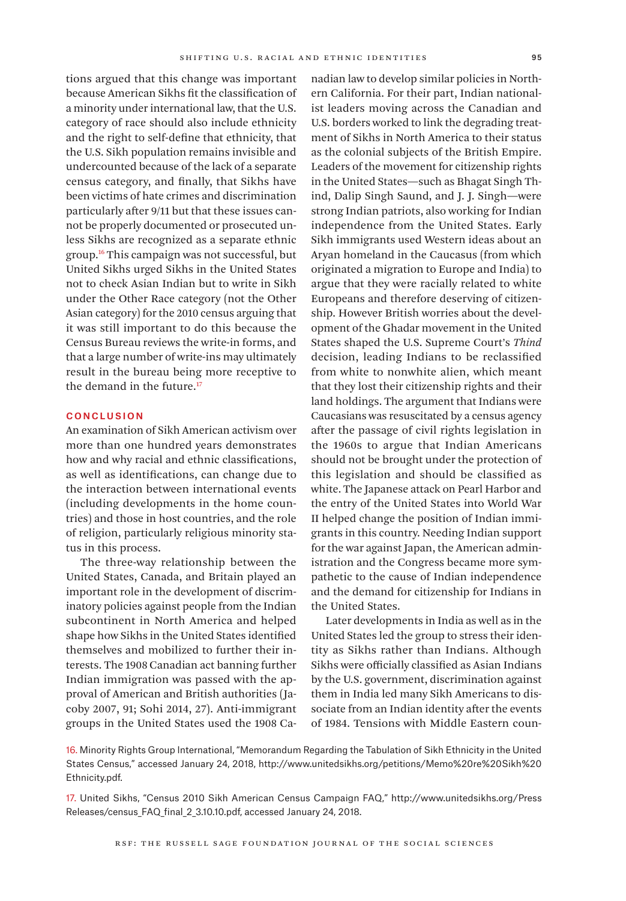tions argued that this change was important because American Sikhs fit the classification of a minority under international law, that the U.S. category of race should also include ethnicity and the right to self-define that ethnicity, that the U.S. Sikh population remains invisible and undercounted because of the lack of a separate census category, and finally, that Sikhs have been victims of hate crimes and discrimination particularly after 9/11 but that these issues cannot be properly documented or prosecuted unless Sikhs are recognized as a separate ethnic group.[16] This campaign was not successful, but United Sikhs urged Sikhs in the United States not to check Asian Indian but to write in Sikh under the Other Race category (not the Other Asian category) for the 2010 census arguing that it was still important to do this because the Census Bureau reviews the write-in forms, and that a large number of write-ins may ultimately result in the bureau being more receptive to the demand in the future.[17]

## CONCLUSION

An examination of Sikh American activism over more than one hundred years demonstrates how and why racial and ethnic classifications, as well as identifications, can change due to the interaction between international events (including developments in the home countries) and those in host countries, and the role of religion, particularly religious minority status in this process.

The three-way relationship between the United States, Canada, and Britain played an important role in the development of discriminatory policies against people from the Indian subcontinent in North America and helped shape how Sikhs in the United States identified themselves and mobilized to further their interests. The 1908 Canadian act banning further Indian immigration was passed with the approval of American and British authorities (Jacoby 2007, 91; Sohi 2014, 27). Anti-immigrant groups in the United States used the 1908 Canadian law to develop similar policies in Northern California. For their part, Indian nationalist leaders moving across the Canadian and U.S. borders worked to link the degrading treatment of Sikhs in North America to their status as the colonial subjects of the British Empire. Leaders of the movement for citizenship rights in the United States—such as Bhagat Singh Thind, Dalip Singh Saund, and J. J. Singh—were strong Indian patriots, also working for Indian independence from the United States. Early Sikh immigrants used Western ideas about an Aryan homeland in the Caucasus (from which originated a migration to Europe and India) to argue that they were racially related to white Europeans and therefore deserving of citizenship. However British worries about the development of the Ghadar movement in the United States shaped the U.S. Supreme Court's *Thind* decision, leading Indians to be reclassified from white to nonwhite alien, which meant that they lost their citizenship rights and their land holdings. The argument that Indians were Caucasians was resuscitated by a census agency after the passage of civil rights legislation in the 1960s to argue that Indian Americans should not be brought under the protection of this legislation and should be classified as white. The Japanese attack on Pearl Harbor and the entry of the United States into World War II helped change the position of Indian immigrants in this country. Needing Indian support for the war against Japan, the American administration and the Congress became more sympathetic to the cause of Indian independence and the demand for citizenship for Indians in the United States.

Later developments in India as well as in the United States led the group to stress their identity as Sikhs rather than Indians. Although Sikhs were officially classified as Asian Indians by the U.S. government, discrimination against them in India led many Sikh Americans to dissociate from an Indian identity after the events of 1984. Tensions with Middle Eastern coun-

16. Minority Rights Group International, "Memorandum Regarding the Tabulation of Sikh Ethnicity in the United States Census," accessed January 24, 2018, http://www.unitedsikhs.org/petitions/Memo%20re%20Sikh%20Ethnicity.pdf.

17. United Sikhs, "Census 2010 Sikh American Census Campaign FAQ," http://www.unitedsikhs.org/PressReleases/census_FAQ_final_2_3.10.10.pdf, accessed January 24, 2018.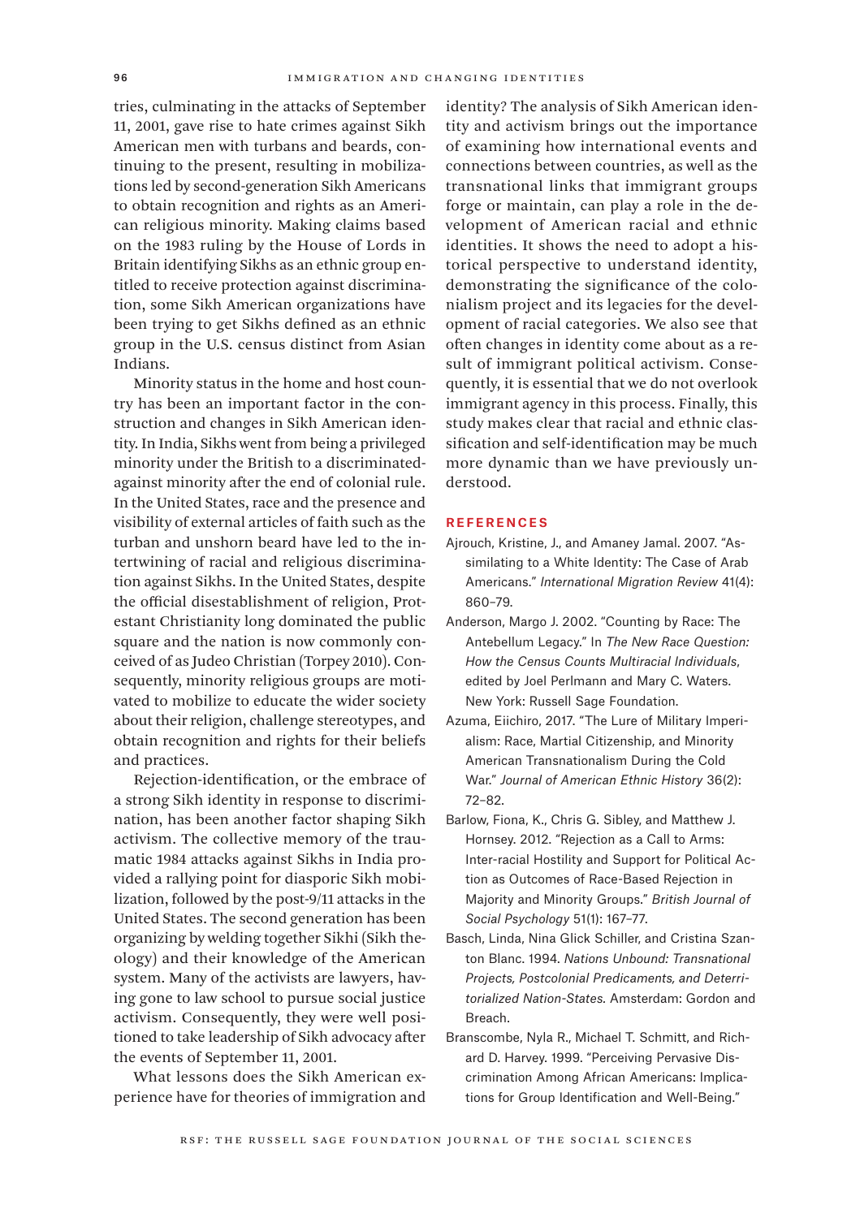tries, culminating in the attacks of September 11, 2001, gave rise to hate crimes against Sikh American men with turbans and beards, continuing to the present, resulting in mobilizations led by second-generation Sikh Americans to obtain recognition and rights as an American religious minority. Making claims based on the 1983 ruling by the House of Lords in Britain identifying Sikhs as an ethnic group entitled to receive protection against discrimination, some Sikh American organizations have been trying to get Sikhs defined as an ethnic group in the U.S. census distinct from Asian Indians.

Minority status in the home and host country has been an important factor in the construction and changes in Sikh American identity. In India, Sikhs went from being a privileged minority under the British to a discriminated-against minority after the end of colonial rule. In the United States, race and the presence and visibility of external articles of faith such as the turban and unshorn beard have led to the intertwining of racial and religious discrimination against Sikhs. In the United States, despite the official disestablishment of religion, Protestant Christianity long dominated the public square and the nation is now commonly conceived of as Judeo Christian (Torpey 2010). Consequently, minority religious groups are motivated to mobilize to educate the wider society about their religion, challenge stereotypes, and obtain recognition and rights for their beliefs and practices.

Rejection-identification, or the embrace of a strong Sikh identity in response to discrimination, has been another factor shaping Sikh activism. The collective memory of the traumatic 1984 attacks against Sikhs in India provided a rallying point for diasporic Sikh mobilization, followed by the post-9/11 attacks in the United States. The second generation has been organizing by welding together Sikhi (Sikh theology) and their knowledge of the American system. Many of the activists are lawyers, having gone to law school to pursue social justice activism. Consequently, they were well positioned to take leadership of Sikh advocacy after the events of September 11, 2001.

What lessons does the Sikh American experience have for theories of immigration and identity? The analysis of Sikh American identity and activism brings out the importance of examining how international events and connections between countries, as well as the transnational links that immigrant groups forge or maintain, can play a role in the development of American racial and ethnic identities. It shows the need to adopt a historical perspective to understand identity, demonstrating the significance of the colonialism project and its legacies for the development of racial categories. We also see that often changes in identity come about as a result of immigrant political activism. Consequently, it is essential that we do not overlook immigrant agency in this process. Finally, this study makes clear that racial and ethnic classification and self-identification may be much more dynamic than we have previously understood.

## REFERENCES

Ajrouch, Kristine, J., and Amaney Jamal. 2007. "Assimilating to a White Identity: The Case of Arab Americans." *International Migration Review* 41(4): 860–79.

Anderson, Margo J. 2002. "Counting by Race: The Antebellum Legacy." In *The New Race Question: How the Census Counts Multiracial Individuals*, edited by Joel Perlmann and Mary C. Waters. New York: Russell Sage Foundation.

Azuma, Eiichiro, 2017. "The Lure of Military Imperialism: Race, Martial Citizenship, and Minority American Transnationalism During the Cold War." *Journal of American Ethnic History* 36(2): 72–82.

Barlow, Fiona, K., Chris G. Sibley, and Matthew J. Hornsey. 2012. "Rejection as a Call to Arms: Inter-racial Hostility and Support for Political Action as Outcomes of Race-Based Rejection in Majority and Minority Groups." *British Journal of Social Psychology* 51(1): 167–77.

Basch, Linda, Nina Glick Schiller, and Cristina Szanton Blanc. 1994. *Nations Unbound: Transnational Projects, Postcolonial Predicaments, and Deterritorialized Nation-States.* Amsterdam: Gordon and Breach.

Branscombe, Nyla R., Michael T. Schmitt, and Richard D. Harvey. 1999. "Perceiving Pervasive Discrimination Among African Americans: Implications for Group Identification and Well-Being."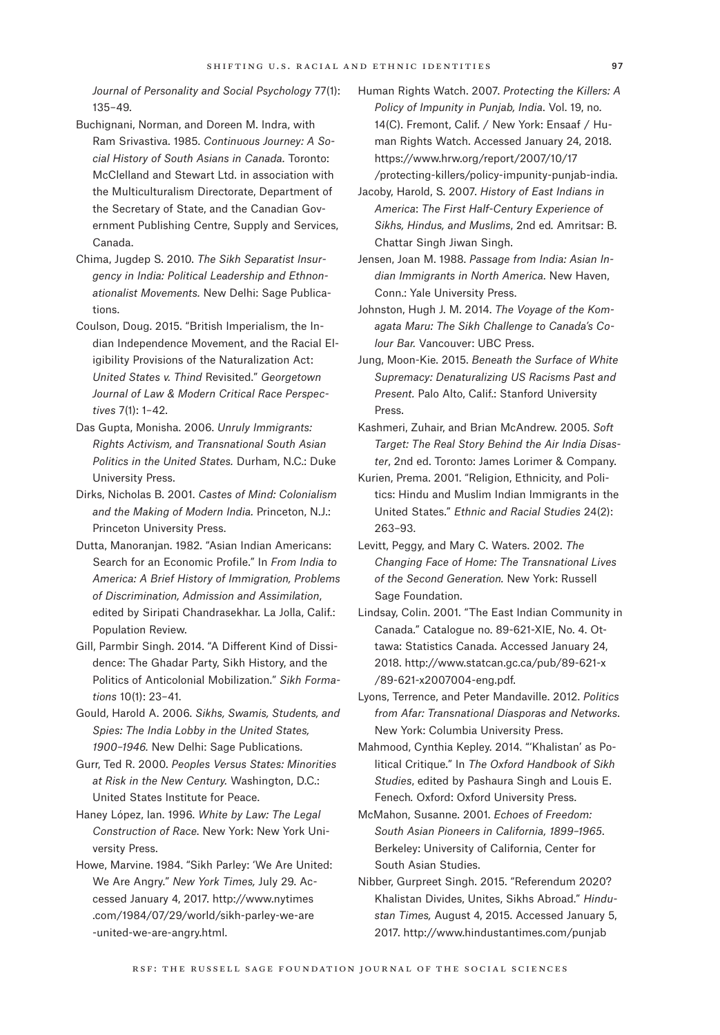*Journal of Personality and Social Psychology* 77(1): 135–49.

Buchignani, Norman, and Doreen M. Indra, with Ram Srivastiva. 1985. *Continuous Journey: A Social History of South Asians in Canada*. Toronto: McClelland and Stewart Ltd. in association with the Multiculturalism Directorate, Department of the Secretary of State, and the Canadian Government Publishing Centre, Supply and Services, Canada.

Chima, Jugdep S. 2010. *The Sikh Separatist Insurgency in India: Political Leadership and Ethnonationalist Movements.* New Delhi: Sage Publications.

Coulson, Doug. 2015. "British Imperialism, the Indian Independence Movement, and the Racial Eligibility Provisions of the Naturalization Act: *United States v. Thind* Revisited." *Georgetown Journal of Law & Modern Critical Race Perspectives* 7(1): 1–42.

Das Gupta, Monisha. 2006. *Unruly Immigrants: Rights Activism, and Transnational South Asian Politics in the United States.* Durham, N.C.: Duke University Press.

Dirks, Nicholas B. 2001. *Castes of Mind: Colonialism and the Making of Modern India.* Princeton, N.J.: Princeton University Press.

Dutta, Manoranjan. 1982. "Asian Indian Americans: Search for an Economic Profile." In *From India to America: A Brief History of Immigration, Problems of Discrimination, Admission and Assimilation*, edited by Siripati Chandrasekhar. La Jolla, Calif.: Population Review.

Gill, Parmbir Singh. 2014. "A Different Kind of Dissidence: The Ghadar Party, Sikh History, and the Politics of Anticolonial Mobilization." *Sikh Formations* 10(1): 23–41.

Gould, Harold A. 2006. *Sikhs, Swamis, Students, and Spies: The India Lobby in the United States, 1900–1946.* New Delhi: Sage Publications.

Gurr, Ted R. 2000. *Peoples Versus States: Minorities at Risk in the New Century.* Washington, D.C.: United States Institute for Peace.

Haney López, Ian. 1996. *White by Law: The Legal Construction of Race*. New York: New York University Press.

Howe, Marvine. 1984. "Sikh Parley: 'We Are United: We Are Angry." *New York Times,* July 29. Accessed January 4, 2017. http://www.nytimes.com/1984/07/29/world/sikh-parley-we-are-united-we-are-angry.html.

Human Rights Watch. 2007. *Protecting the Killers: A Policy of Impunity in Punjab, India*. Vol. 19, no. 14(C). Fremont, Calif. / New York: Ensaaf / Human Rights Watch. Accessed January 24, 2018. https://www.hrw.org/report/2007/10/17/protecting-killers/policy-impunity-punjab-india.

Jacoby, Harold, S. 2007. *History of East Indians in America*: *The First Half-Century Experience of Sikhs, Hindus, and Muslims*, 2nd ed*.* Amritsar: B. Chattar Singh Jiwan Singh.

Jensen, Joan M. 1988. *Passage from India: Asian Indian Immigrants in North America.* New Haven, Conn.: Yale University Press.

Johnston, Hugh J. M. 2014. *The Voyage of the Komagata Maru: The Sikh Challenge to Canada's Colour Bar.* Vancouver: UBC Press.

Jung, Moon-Kie. 2015. *Beneath the Surface of White Supremacy: Denaturalizing US Racisms Past and Present.* Palo Alto, Calif.: Stanford University Press.

Kashmeri, Zuhair, and Brian McAndrew. 2005. *Soft Target: The Real Story Behind the Air India Disaster*, 2nd ed. Toronto: James Lorimer & Company.

Kurien, Prema. 2001. "Religion, Ethnicity, and Politics: Hindu and Muslim Indian Immigrants in the United States." *Ethnic and Racial Studies* 24(2): 263–93.

Levitt, Peggy, and Mary C. Waters. 2002. *The Changing Face of Home: The Transnational Lives of the Second Generation.* New York: Russell Sage Foundation.

Lindsay, Colin. 2001. "The East Indian Community in Canada." Catalogue no. 89-621-XIE, No. 4. Ottawa: Statistics Canada. Accessed January 24, 2018. http://www.statcan.gc.ca/pub/89-621-x/89-621-x2007004-eng.pdf.

Lyons, Terrence, and Peter Mandaville. 2012. *Politics from Afar: Transnational Diasporas and Networks*. New York: Columbia University Press.

Mahmood, Cynthia Kepley. 2014. "'Khalistan' as Political Critique." In *The Oxford Handbook of Sikh Studies*, edited by Pashaura Singh and Louis E. Fenech*.* Oxford: Oxford University Press.

McMahon, Susanne. 2001. *Echoes of Freedom: South Asian Pioneers in California, 1899–1965*. Berkeley: University of California, Center for South Asian Studies.

Nibber, Gurpreet Singh. 2015. "Referendum 2020? Khalistan Divides, Unites, Sikhs Abroad." *Hindustan Times,* August 4, 2015. Accessed January 5, 2017. http://www.hindustantimes.com/punjab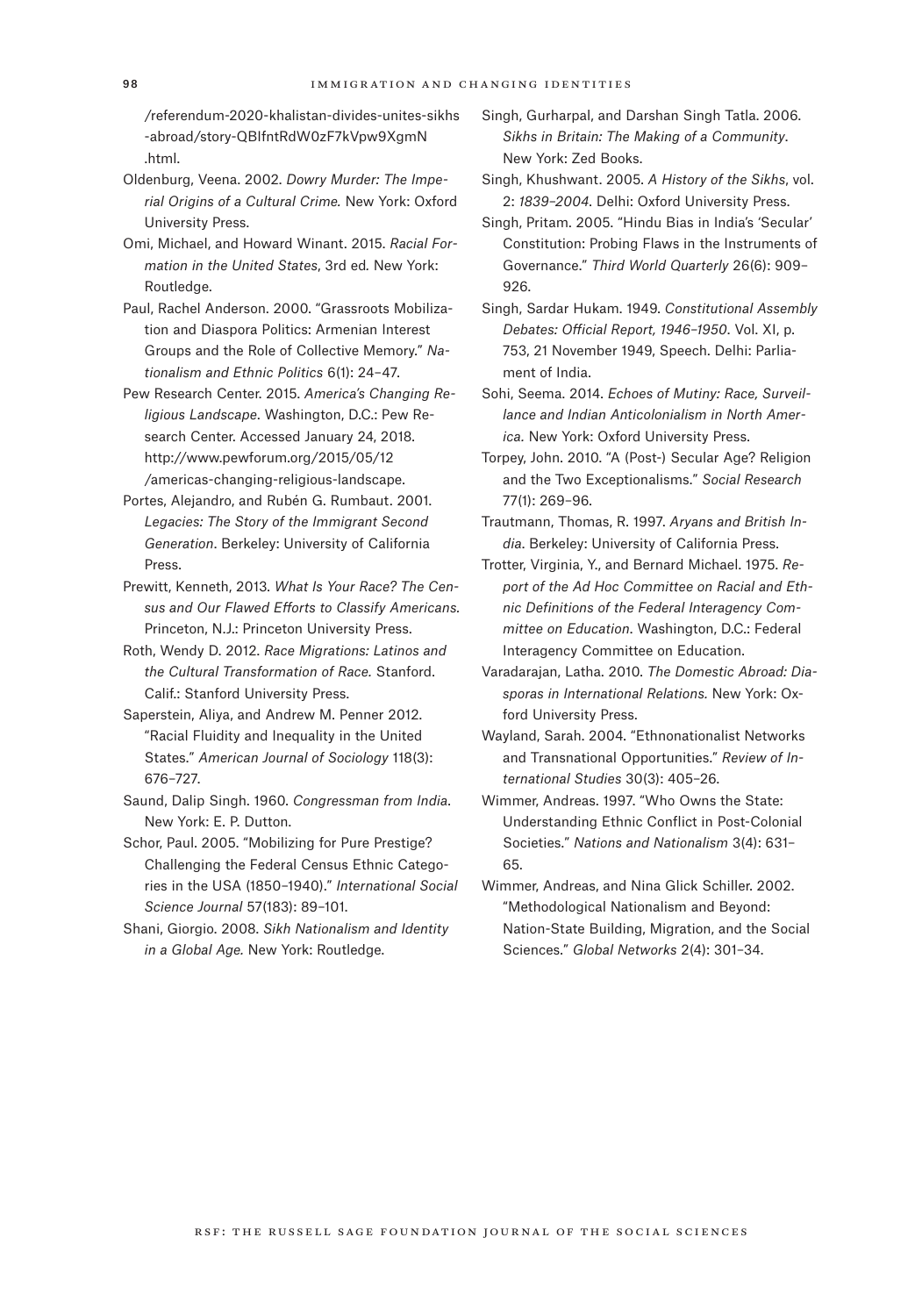/referendum-2020-khalistan-divides-unites-sikhs-abroad/story-QBIfntRdW0zF7kVpw9XgmN.html.

Oldenburg, Veena. 2002. *Dowry Murder: The Imperial Origins of a Cultural Crime.* New York: Oxford University Press.

Omi, Michael, and Howard Winant. 2015. *Racial Formation in the United States*, 3rd ed. New York: Routledge.

Paul, Rachel Anderson. 2000. "Grassroots Mobilization and Diaspora Politics: Armenian Interest Groups and the Role of Collective Memory." *Nationalism and Ethnic Politics* 6(1): 24–47.

Pew Research Center. 2015. *America's Changing Religious Landscape*. Washington, D.C.: Pew Research Center. Accessed January 24, 2018. http://www.pewforum.org/2015/05/12/americas-changing-religious-landscape.

Portes, Alejandro, and Rubén G. Rumbaut. 2001. *Legacies: The Story of the Immigrant Second Generation*. Berkeley: University of California Press.

Prewitt, Kenneth, 2013. *What Is Your Race? The Census and Our Flawed Efforts to Classify Americans*. Princeton, N.J.: Princeton University Press.

Roth, Wendy D. 2012. *Race Migrations: Latinos and the Cultural Transformation of Race.* Stanford. Calif.: Stanford University Press.

Saperstein, Aliya, and Andrew M. Penner 2012. "Racial Fluidity and Inequality in the United States." *American Journal of Sociology* 118(3): 676–727.

Saund, Dalip Singh. 1960. *Congressman from India*. New York: E. P. Dutton.

Schor, Paul. 2005. "Mobilizing for Pure Prestige? Challenging the Federal Census Ethnic Categories in the USA (1850–1940)." *International Social Science Journal* 57(183): 89–101.

Shani, Giorgio. 2008. *Sikh Nationalism and Identity in a Global Age.* New York: Routledge.

Singh, Gurharpal, and Darshan Singh Tatla. 2006. *Sikhs in Britain: The Making of a Community*. New York: Zed Books.

Singh, Khushwant. 2005. *A History of the Sikhs*, vol. 2: *1839–2004*. Delhi: Oxford University Press.

Singh, Pritam. 2005. "Hindu Bias in India's 'Secular' Constitution: Probing Flaws in the Instruments of Governance." *Third World Quarterly* 26(6): 909–926.

Singh, Sardar Hukam. 1949. *Constitutional Assembly Debates: Official Report, 1946–1950*. Vol. XI, p. 753, 21 November 1949, Speech. Delhi: Parliament of India.

Sohi, Seema. 2014. *Echoes of Mutiny: Race, Surveillance and Indian Anticolonialism in North America.* New York: Oxford University Press.

Torpey, John. 2010. "A (Post-) Secular Age? Religion and the Two Exceptionalisms." *Social Research* 77(1): 269–96.

Trautmann, Thomas, R. 1997. *Aryans and British India*. Berkeley: University of California Press.

Trotter, Virginia, Y., and Bernard Michael. 1975. *Report of the Ad Hoc Committee on Racial and Ethnic Definitions of the Federal Interagency Committee on Education*. Washington, D.C.: Federal Interagency Committee on Education.

Varadarajan, Latha. 2010. *The Domestic Abroad: Diasporas in International Relations.* New York: Oxford University Press.

Wayland, Sarah. 2004. "Ethnonationalist Networks and Transnational Opportunities." *Review of International Studies* 30(3): 405–26.

Wimmer, Andreas. 1997. "Who Owns the State: Understanding Ethnic Conflict in Post-Colonial Societies." *Nations and Nationalism* 3(4): 631–65.

Wimmer, Andreas, and Nina Glick Schiller. 2002. "Methodological Nationalism and Beyond: Nation-State Building, Migration, and the Social Sciences." *Global Networks* 2(4): 301–34.